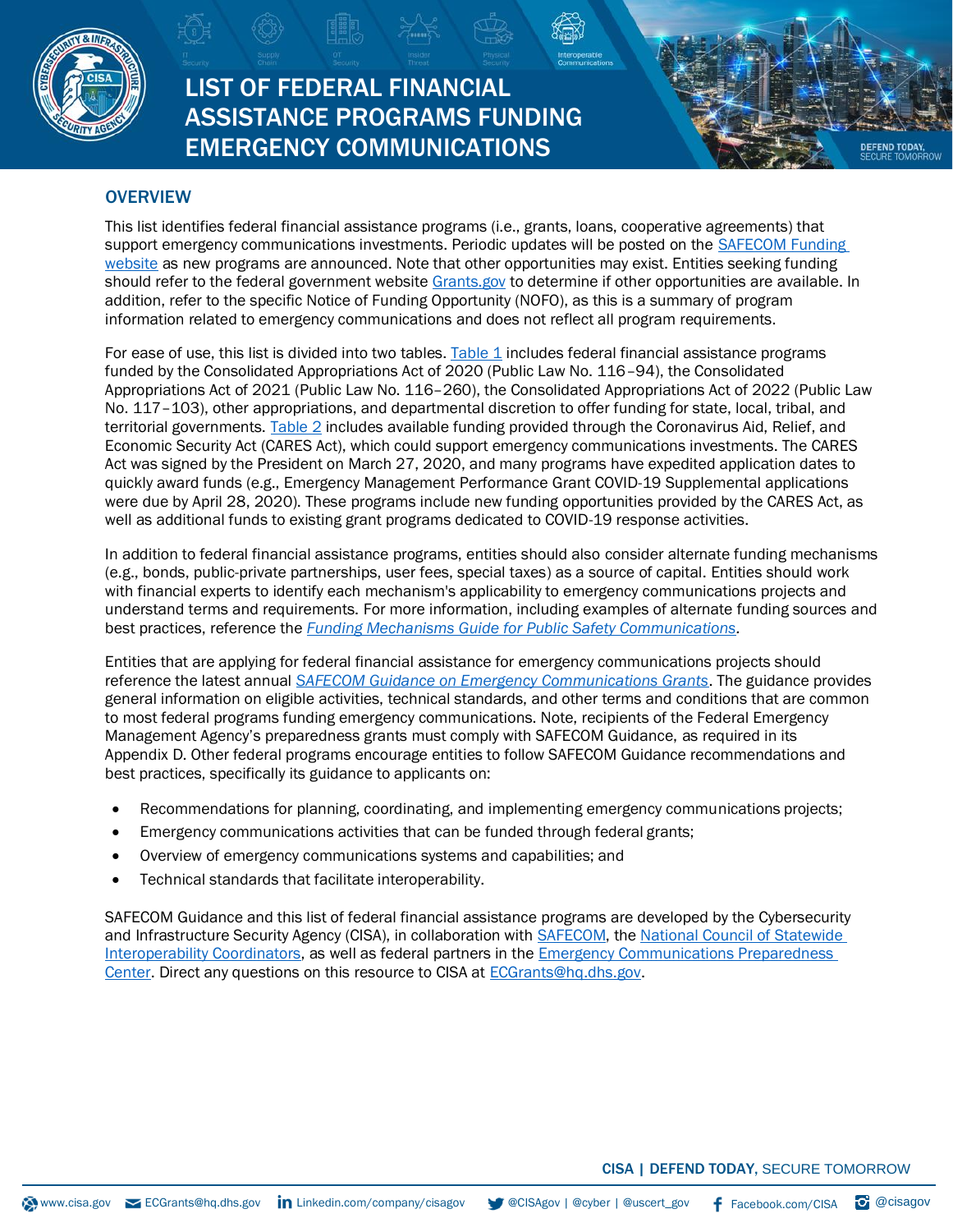# LIST OF FEDERAL FINANCIAL ASSISTANCE PROGRAMS FUNDING EMERGENCY COMMUNICATIONS

## OVERVIEW

This list identifies federal financial assistance programs (i.e., grants, loans, cooperative agreements) that support emergency communications investments. Periodic updates will be posted on the SAFECOM Funding website as new programs are announced. Note that other opportunities may exist. Entities seeking funding should refer to the federal government website Grants.gov to determine if other opportunities are available. In addition, refer to the specific Notice of Funding Opportunity (NOFO), as this is a summary of program information related to emergency communications and does not reflect all program requirements.

For ease of use, this list is divided into two tables. Table 1 includes federal financial assistance programs funded by the Consolidated Appropriations Act of 2020 (Public Law No. 116–94), the Consolidated Appropriations Act of 2021 (Public Law No. 116–260), the Consolidated Appropriations Act of 2022 (Public Law No. 117–103), other appropriations, and departmental discretion to offer funding for state, local, tribal, and territorial governments. Table 2 includes available funding provided through the Coronavirus Aid, Relief, and Economic Security Act (CARES Act), which could support emergency communications investments. The CARES Act was signed by the President on March 27, 2020, and many programs have expedited application dates to quickly award funds (e.g., Emergency Management Performance Grant COVID-19 Supplemental applications were due by April 28, 2020). These programs include new funding opportunities provided by the CARES Act, as well as additional funds to existing grant programs dedicated to COVID-19 response activities.

In addition to federal financial assistance programs, entities should also consider alternate funding mechanisms (e.g., bonds, public-private partnerships, user fees, special taxes) as a source of capital. Entities should work with financial experts to identify each mechanism's applicability to emergency communications projects and understand terms and requirements. For more information, including examples of alternate funding sources and best practices, reference the *Funding Mechanisms Guide for Public Safety Communications*.

Entities that are applying for federal financial assistance for emergency communications projects should reference the latest annual *SAFECOM Guidance on Emergency Communications Grants*. The guidance provides general information on eligible activities, technical standards, and other terms and conditions that are common to most federal programs funding emergency communications. Note, recipients of the Federal Emergency Management Agency's preparedness grants must comply with SAFECOM Guidance, as required in its Appendix D. Other federal programs encourage entities to follow SAFECOM Guidance recommendations and best practices, specifically its guidance to applicants on:

- Recommendations for planning, coordinating, and implementing emergency communications projects;
- Emergency communications activities that can be funded through federal grants;
- Overview of emergency communications systems and capabilities; and
- Technical standards that facilitate interoperability.

SAFECOM Guidance and this list of federal financial assistance programs are developed by the Cybersecurity and Infrastructure Security Agency (CISA), in collaboration with SAFECOM, the National Council of Statewide Interoperability Coordinators, as well as federal partners in the Emergency Communications Preparedness Center. Direct any questions on this resource to CISA at ECGrants@hq.dhs.gov.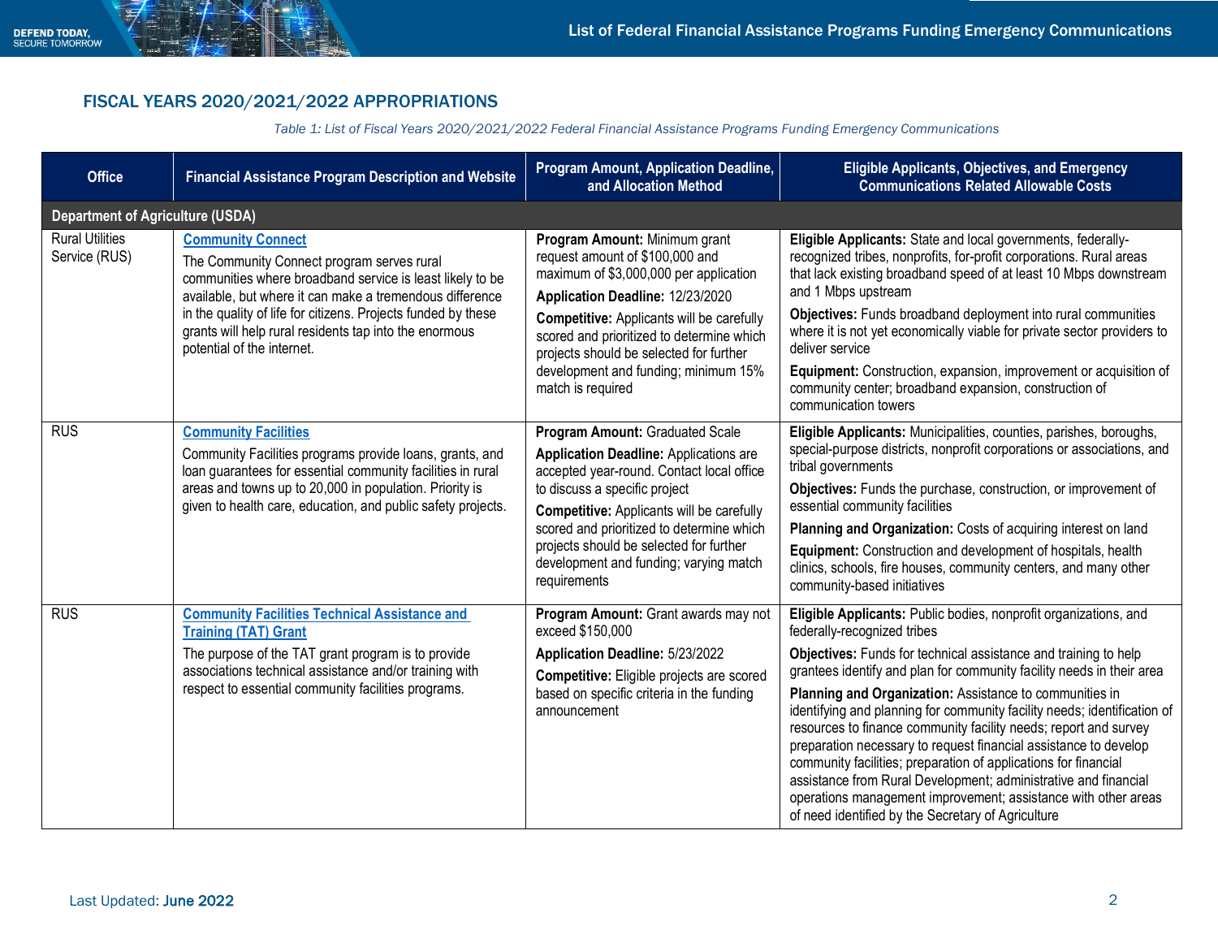## FISCAL YEARS 2020/2021/2022 APPROPRIATIONS

*Table 1: List of Fiscal Years 2020/2021/2022 Federal Financial Assistance Programs Funding Emergency Communications*

| Office | Financial Assistance Program Description and Website | Program Amount, Application Deadline, and Allocation Method | Eligible Applicants, Objectives, and Emergency Communications Related Allowable Costs |
|---|---|---|---|
| **Department of Agriculture (USDA)** | | | |
| Rural Utilities Service (RUS) | **Community Connect**<br>The Community Connect program serves rural communities where broadband service is least likely to be available, but where it can make a tremendous difference in the quality of life for citizens. Projects funded by these grants will help rural residents tap into the enormous potential of the internet. | **Program Amount:** Minimum grant request amount of $100,000 and maximum of $3,000,000 per application<br>**Application Deadline:** 12/23/2020<br>**Competitive:** Applicants will be carefully scored and prioritized to determine which projects should be selected for further development and funding; minimum 15% match is required | **Eligible Applicants:** State and local governments, federally-recognized tribes, nonprofits, for-profit corporations. Rural areas that lack existing broadband speed of at least 10 Mbps downstream and 1 Mbps upstream<br>**Objectives:** Funds broadband deployment into rural communities where it is not yet economically viable for private sector providers to deliver service<br>**Equipment:** Construction, expansion, improvement or acquisition of community center; broadband expansion, construction of communication towers |
| RUS | **Community Facilities**<br>Community Facilities programs provide loans, grants, and loan guarantees for essential community facilities in rural areas and towns up to 20,000 in population. Priority is given to health care, education, and public safety projects. | **Program Amount:** Graduated Scale<br>**Application Deadline:** Applications are accepted year-round. Contact local office to discuss a specific project<br>**Competitive:** Applicants will be carefully scored and prioritized to determine which projects should be selected for further development and funding; varying match requirements | **Eligible Applicants:** Municipalities, counties, parishes, boroughs, special-purpose districts, nonprofit corporations or associations, and tribal governments<br>**Objectives:** Funds the purchase, construction, or improvement of essential community facilities<br>**Planning and Organization:** Costs of acquiring interest on land<br>**Equipment:** Construction and development of hospitals, health clinics, schools, fire houses, community centers, and many other community-based initiatives |
| RUS | **Community Facilities Technical Assistance and Training (TAT) Grant**<br>The purpose of the TAT grant program is to provide associations technical assistance and/or training with respect to essential community facilities programs. | **Program Amount:** Grant awards may not exceed $150,000<br>**Application Deadline:** 5/23/2022<br>**Competitive:** Eligible projects are scored based on specific criteria in the funding announcement | **Eligible Applicants:** Public bodies, nonprofit organizations, and federally-recognized tribes<br>**Objectives:** Funds for technical assistance and training to help grantees identify and plan for community facility needs in their area<br>**Planning and Organization:** Assistance to communities in identifying and planning for community facility needs; identification of resources to finance community facility needs; report and survey preparation necessary to request financial assistance to develop community facilities; preparation of applications for financial assistance from Rural Development; administrative and financial operations management improvement; assistance with other areas of need identified by the Secretary of Agriculture |

Last Updated: June 2022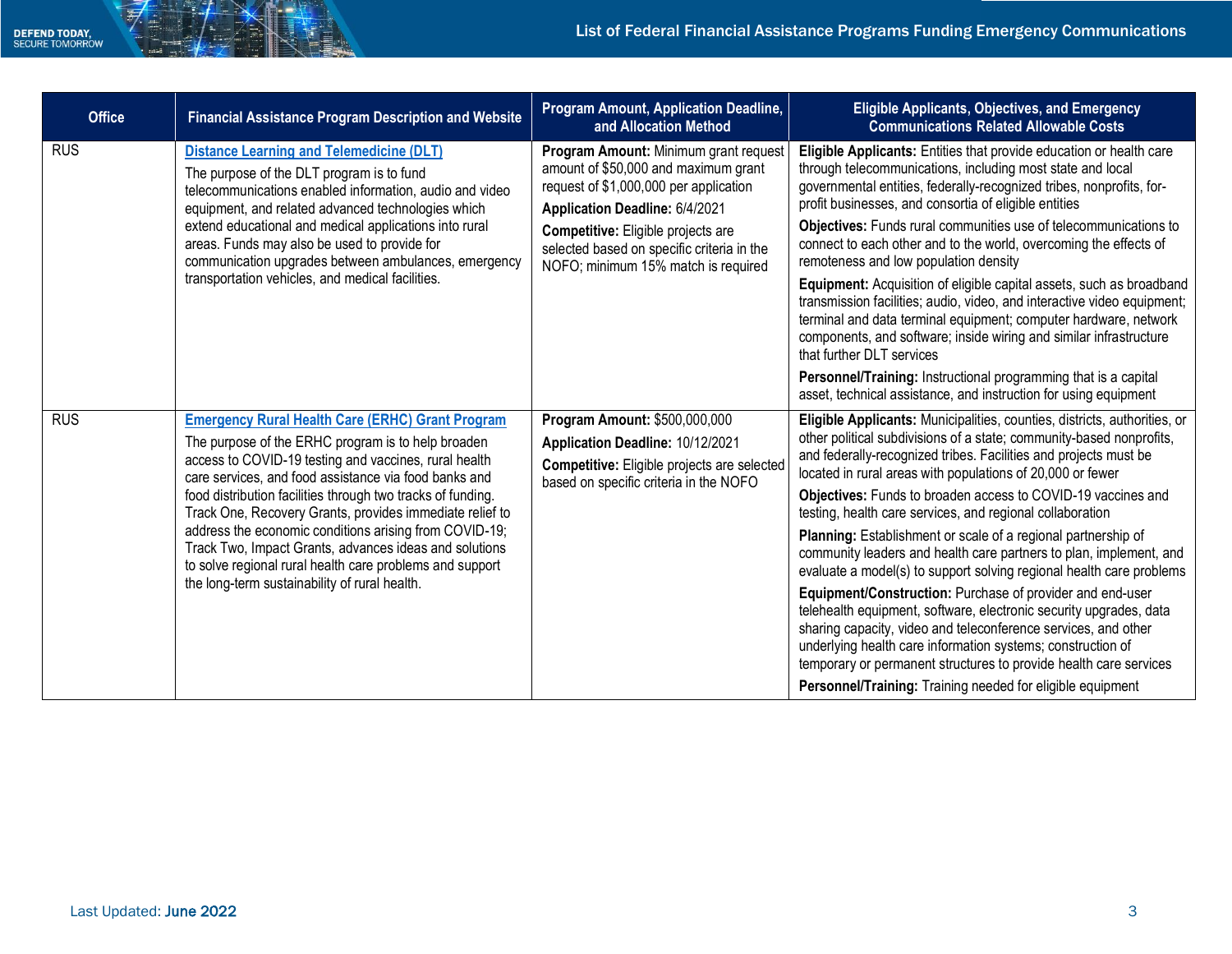| Office | Financial Assistance Program Description and Website | Program Amount, Application Deadline, and Allocation Method | Eligible Applicants, Objectives, and Emergency Communications Related Allowable Costs |
|---|---|---|---|
| RUS | **Distance Learning and Telemedicine (DLT)**<br>The purpose of the DLT program is to fund telecommunications enabled information, audio and video equipment, and related advanced technologies which extend educational and medical applications into rural areas. Funds may also be used to provide for communication upgrades between ambulances, emergency transportation vehicles, and medical facilities. | **Program Amount:** Minimum grant request amount of $50,000 and maximum grant request of $1,000,000 per application<br>**Application Deadline:** 6/4/2021<br>**Competitive:** Eligible projects are selected based on specific criteria in the NOFO; minimum 15% match is required | **Eligible Applicants:** Entities that provide education or health care through telecommunications, including most state and local governmental entities, federally-recognized tribes, nonprofits, for-profit businesses, and consortia of eligible entities<br>**Objectives:** Funds rural communities use of telecommunications to connect to each other and to the world, overcoming the effects of remoteness and low population density<br>**Equipment:** Acquisition of eligible capital assets, such as broadband transmission facilities; audio, video, and interactive video equipment; terminal and data terminal equipment; computer hardware, network components, and software; inside wiring and similar infrastructure that further DLT services<br>**Personnel/Training:** Instructional programming that is a capital asset, technical assistance, and instruction for using equipment |
| RUS | **Emergency Rural Health Care (ERHC) Grant Program**<br>The purpose of the ERHC program is to help broaden access to COVID-19 testing and vaccines, rural health care services, and food assistance via food banks and food distribution facilities through two tracks of funding. Track One, Recovery Grants, provides immediate relief to address the economic conditions arising from COVID-19; Track Two, Impact Grants, advances ideas and solutions to solve regional rural health care problems and support the long-term sustainability of rural health. | **Program Amount:** $500,000,000<br>**Application Deadline:** 10/12/2021<br>**Competitive:** Eligible projects are selected based on specific criteria in the NOFO | **Eligible Applicants:** Municipalities, counties, districts, authorities, or other political subdivisions of a state; community-based nonprofits, and federally-recognized tribes. Facilities and projects must be located in rural areas with populations of 20,000 or fewer<br>**Objectives:** Funds to broaden access to COVID-19 vaccines and testing, health care services, and regional collaboration<br>**Planning:** Establishment or scale of a regional partnership of community leaders and health care partners to plan, implement, and evaluate a model(s) to support solving regional health care problems<br>**Equipment/Construction:** Purchase of provider and end-user telehealth equipment, software, electronic security upgrades, data sharing capacity, video and teleconference services, and other underlying health care information systems; construction of temporary or permanent structures to provide health care services<br>**Personnel/Training:** Training needed for eligible equipment |

Last Updated: June 2022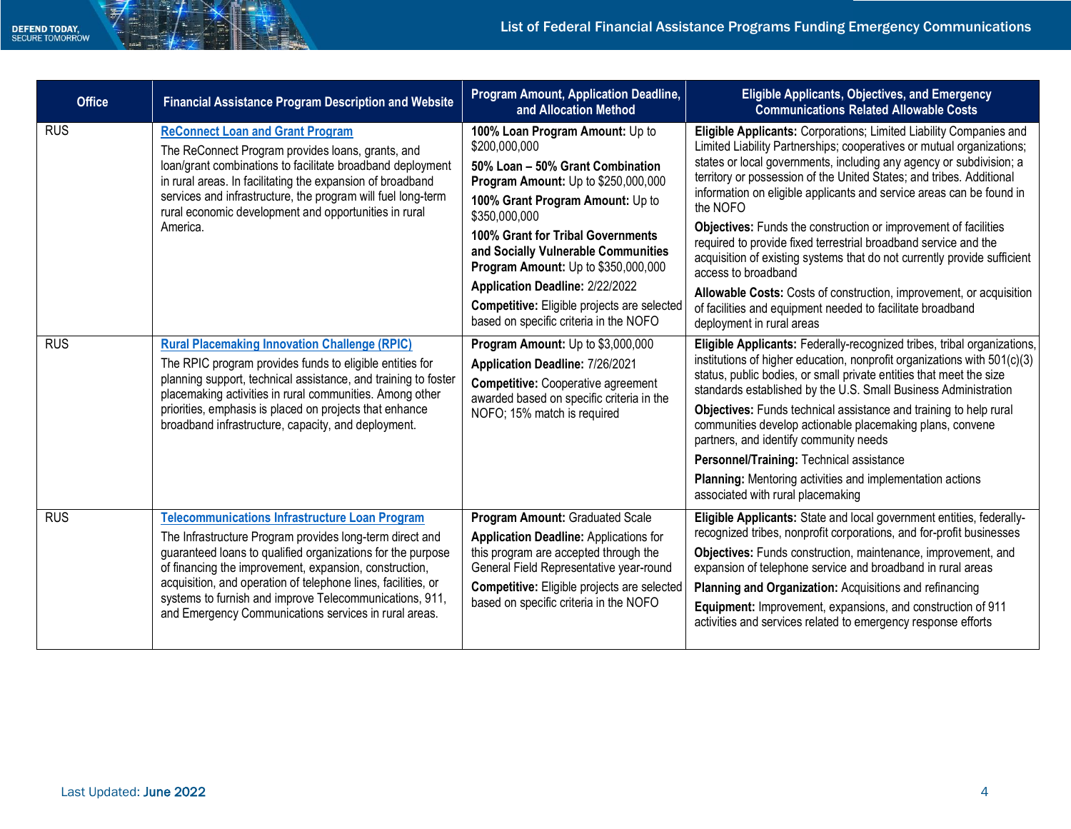| Office | Financial Assistance Program Description and Website | Program Amount, Application Deadline, and Allocation Method | Eligible Applicants, Objectives, and Emergency Communications Related Allowable Costs |
|---|---|---|---|
| RUS | **ReConnect Loan and Grant Program**<br>The ReConnect Program provides loans, grants, and loan/grant combinations to facilitate broadband deployment in rural areas. In facilitating the expansion of broadband services and infrastructure, the program will fuel long-term rural economic development and opportunities in rural America. | **100% Loan Program Amount:** Up to $200,000,000<br>**50% Loan – 50% Grant Combination Program Amount:** Up to $250,000,000<br>**100% Grant Program Amount:** Up to $350,000,000<br>**100% Grant for Tribal Governments and Socially Vulnerable Communities Program Amount:** Up to $350,000,000<br>**Application Deadline:** 2/22/2022<br>**Competitive:** Eligible projects are selected based on specific criteria in the NOFO | **Eligible Applicants:** Corporations; Limited Liability Companies and Limited Liability Partnerships; cooperatives or mutual organizations; states or local governments, including any agency or subdivision; a territory or possession of the United States; and tribes. Additional information on eligible applicants and service areas can be found in the NOFO<br>**Objectives:** Funds the construction or improvement of facilities required to provide fixed terrestrial broadband service and the acquisition of existing systems that do not currently provide sufficient access to broadband<br>**Allowable Costs:** Costs of construction, improvement, or acquisition of facilities and equipment needed to facilitate broadband deployment in rural areas |
| RUS | **Rural Placemaking Innovation Challenge (RPIC)**<br>The RPIC program provides funds to eligible entities for planning support, technical assistance, and training to foster placemaking activities in rural communities. Among other priorities, emphasis is placed on projects that enhance broadband infrastructure, capacity, and deployment. | **Program Amount:** Up to $3,000,000<br>**Application Deadline:** 7/26/2021<br>**Competitive:** Cooperative agreement awarded based on specific criteria in the NOFO; 15% match is required | **Eligible Applicants:** Federally-recognized tribes, tribal organizations, institutions of higher education, nonprofit organizations with 501(c)(3) status, public bodies, or small private entities that meet the size standards established by the U.S. Small Business Administration<br>**Objectives:** Funds technical assistance and training to help rural communities develop actionable placemaking plans, convene partners, and identify community needs<br>**Personnel/Training:** Technical assistance<br>**Planning:** Mentoring activities and implementation actions associated with rural placemaking |
| RUS | **Telecommunications Infrastructure Loan Program**<br>The Infrastructure Program provides long-term direct and guaranteed loans to qualified organizations for the purpose of financing the improvement, expansion, construction, acquisition, and operation of telephone lines, facilities, or systems to furnish and improve Telecommunications, 911, and Emergency Communications services in rural areas. | **Program Amount:** Graduated Scale<br>**Application Deadline:** Applications for this program are accepted through the General Field Representative year-round<br>**Competitive:** Eligible projects are selected based on specific criteria in the NOFO | **Eligible Applicants:** State and local government entities, federally-recognized tribes, nonprofit corporations, and for-profit businesses<br>**Objectives:** Funds construction, maintenance, improvement, and expansion of telephone service and broadband in rural areas<br>**Planning and Organization:** Acquisitions and refinancing<br>**Equipment:** Improvement, expansions, and construction of 911 activities and services related to emergency response efforts |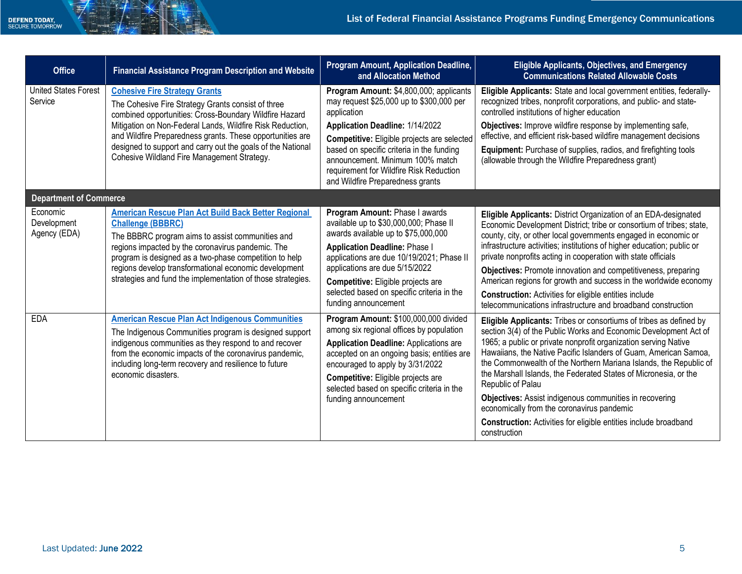| Office | Financial Assistance Program Description and Website | Program Amount, Application Deadline, and Allocation Method | Eligible Applicants, Objectives, and Emergency Communications Related Allowable Costs |
|---|---|---|---|
| United States Forest Service | **Cohesive Fire Strategy Grants**<br>The Cohesive Fire Strategy Grants consist of three combined opportunities: Cross-Boundary Wildfire Hazard Mitigation on Non-Federal Lands, Wildfire Risk Reduction, and Wildfire Preparedness grants. These opportunities are designed to support and carry out the goals of the National Cohesive Wildland Fire Management Strategy. | **Program Amount:** $4,800,000; applicants may request $25,000 up to $300,000 per application<br>**Application Deadline:** 1/14/2022<br>**Competitive:** Eligible projects are selected based on specific criteria in the funding announcement. Minimum 100% match requirement for Wildfire Risk Reduction and Wildfire Preparedness grants | **Eligible Applicants:** State and local government entities, federally-recognized tribes, nonprofit corporations, and public- and state-controlled institutions of higher education<br>**Objectives:** Improve wildfire response by implementing safe, effective, and efficient risk-based wildfire management decisions<br>**Equipment:** Purchase of supplies, radios, and firefighting tools (allowable through the Wildfire Preparedness grant) |
| **Department of Commerce** | | | |
| Economic Development Agency (EDA) | **American Rescue Plan Act Build Back Better Regional Challenge (BBBRC)**<br>The BBBRC program aims to assist communities and regions impacted by the coronavirus pandemic. The program is designed as a two-phase competition to help regions develop transformational economic development strategies and fund the implementation of those strategies. | **Program Amount:** Phase I awards available up to $30,000,000; Phase II awards available up to $75,000,000<br>**Application Deadline:** Phase I applications are due 10/19/2021; Phase II applications are due 5/15/2022<br>**Competitive:** Eligible projects are selected based on specific criteria in the funding announcement | **Eligible Applicants:** District Organization of an EDA-designated Economic Development District; tribe or consortium of tribes; state, county, city, or other local governments engaged in economic or infrastructure activities; institutions of higher education; public or private nonprofits acting in cooperation with state officials<br>**Objectives:** Promote innovation and competitiveness, preparing American regions for growth and success in the worldwide economy<br>**Construction:** Activities for eligible entities include telecommunications infrastructure and broadband construction |
| EDA | **American Rescue Plan Act Indigenous Communities**<br>The Indigenous Communities program is designed support indigenous communities as they respond to and recover from the economic impacts of the coronavirus pandemic, including long-term recovery and resilience to future economic disasters. | **Program Amount:** $100,000,000 divided among six regional offices by population<br>**Application Deadline:** Applications are accepted on an ongoing basis; entities are encouraged to apply by 3/31/2022<br>**Competitive:** Eligible projects are selected based on specific criteria in the funding announcement | **Eligible Applicants:** Tribes or consortiums of tribes as defined by section 3(4) of the Public Works and Economic Development Act of 1965; a public or private nonprofit organization serving Native Hawaiians, the Native Pacific Islanders of Guam, American Samoa, the Commonwealth of the Northern Mariana Islands, the Republic of the Marshall Islands, the Federated States of Micronesia, or the Republic of Palau<br>**Objectives:** Assist indigenous communities in recovering economically from the coronavirus pandemic<br>**Construction:** Activities for eligible entities include broadband construction |

Last Updated: June 2022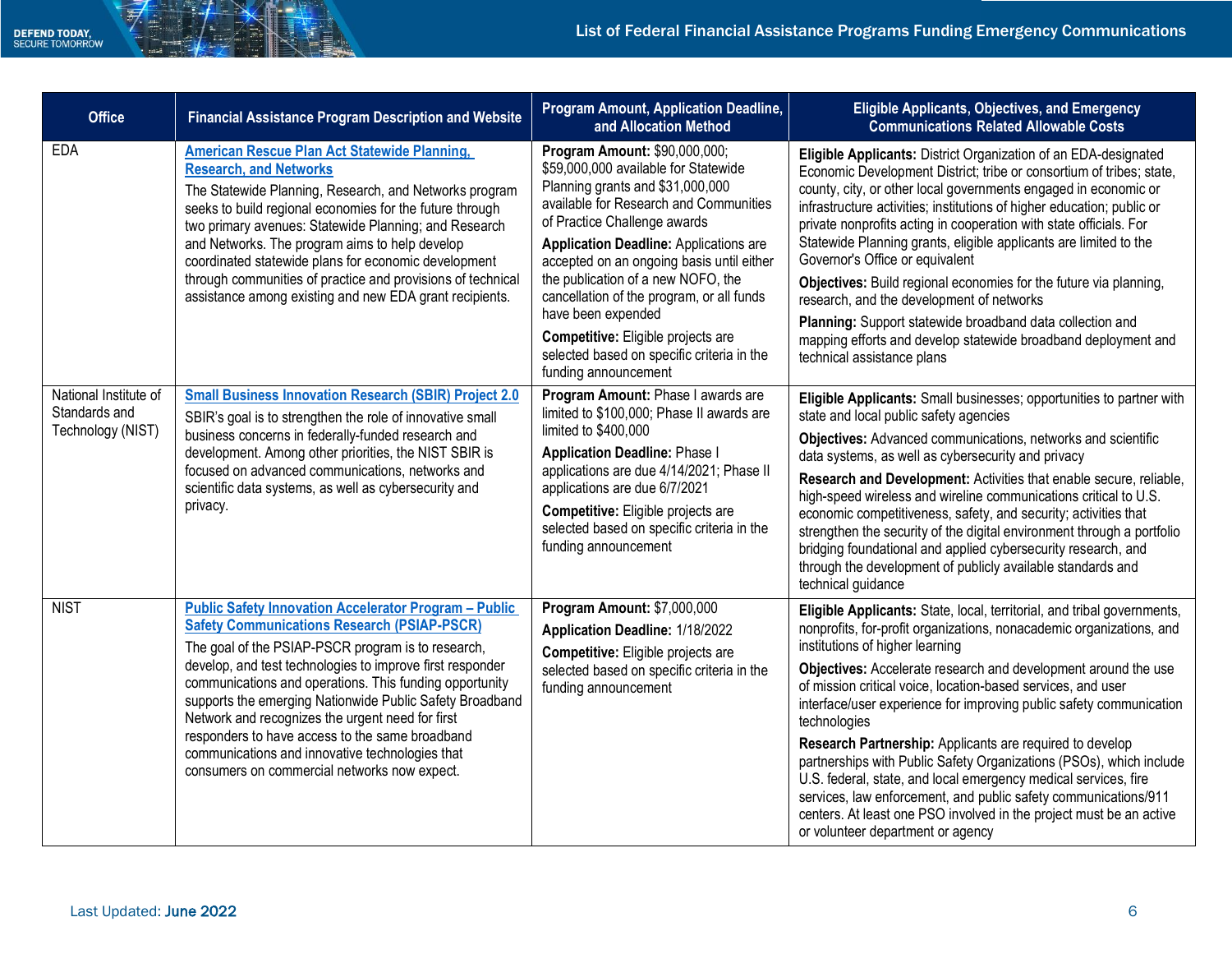| Office | Financial Assistance Program Description and Website | Program Amount, Application Deadline, and Allocation Method | Eligible Applicants, Objectives, and Emergency Communications Related Allowable Costs |
|---|---|---|---|
| EDA | **American Rescue Plan Act Statewide Planning, Research, and Networks**<br>The Statewide Planning, Research, and Networks program seeks to build regional economies for the future through two primary avenues: Statewide Planning; and Research and Networks. The program aims to help develop coordinated statewide plans for economic development through communities of practice and provisions of technical assistance among existing and new EDA grant recipients. | **Program Amount:** $90,000,000; $59,000,000 available for Statewide Planning grants and $31,000,000 available for Research and Communities of Practice Challenge awards<br>**Application Deadline:** Applications are accepted on an ongoing basis until either the publication of a new NOFO, the cancellation of the program, or all funds have been expended<br>**Competitive:** Eligible projects are selected based on specific criteria in the funding announcement | **Eligible Applicants:** District Organization of an EDA-designated Economic Development District; tribe or consortium of tribes; state, county, city, or other local governments engaged in economic or infrastructure activities; institutions of higher education; public or private nonprofits acting in cooperation with state officials. For Statewide Planning grants, eligible applicants are limited to the Governor's Office or equivalent<br>**Objectives:** Build regional economies for the future via planning, research, and the development of networks<br>**Planning:** Support statewide broadband data collection and mapping efforts and develop statewide broadband deployment and technical assistance plans |
| National Institute of Standards and Technology (NIST) | **Small Business Innovation Research (SBIR) Project 2.0**<br>SBIR's goal is to strengthen the role of innovative small business concerns in federally-funded research and development. Among other priorities, the NIST SBIR is focused on advanced communications, networks and scientific data systems, as well as cybersecurity and privacy. | **Program Amount:** Phase I awards are limited to $100,000; Phase II awards are limited to $400,000<br>**Application Deadline:** Phase I applications are due 4/14/2021; Phase II applications are due 6/7/2021<br>**Competitive:** Eligible projects are selected based on specific criteria in the funding announcement | **Eligible Applicants:** Small businesses; opportunities to partner with state and local public safety agencies<br>**Objectives:** Advanced communications, networks and scientific data systems, as well as cybersecurity and privacy<br>**Research and Development:** Activities that enable secure, reliable, high-speed wireless and wireline communications critical to U.S. economic competitiveness, safety, and security; activities that strengthen the security of the digital environment through a portfolio bridging foundational and applied cybersecurity research, and through the development of publicly available standards and technical guidance |
| NIST | **Public Safety Innovation Accelerator Program – Public Safety Communications Research (PSIAP-PSCR)**<br>The goal of the PSIAP-PSCR program is to research, develop, and test technologies to improve first responder communications and operations. This funding opportunity supports the emerging Nationwide Public Safety Broadband Network and recognizes the urgent need for first responders to have access to the same broadband communications and innovative technologies that consumers on commercial networks now expect. | **Program Amount:** $7,000,000<br>**Application Deadline:** 1/18/2022<br>**Competitive:** Eligible projects are selected based on specific criteria in the funding announcement | **Eligible Applicants:** State, local, territorial, and tribal governments, nonprofits, for-profit organizations, nonacademic organizations, and institutions of higher learning<br>**Objectives:** Accelerate research and development around the use of mission critical voice, location-based services, and user interface/user experience for improving public safety communication technologies<br>**Research Partnership:** Applicants are required to develop partnerships with Public Safety Organizations (PSOs), which include U.S. federal, state, and local emergency medical services, fire services, law enforcement, and public safety communications/911 centers. At least one PSO involved in the project must be an active or volunteer department or agency |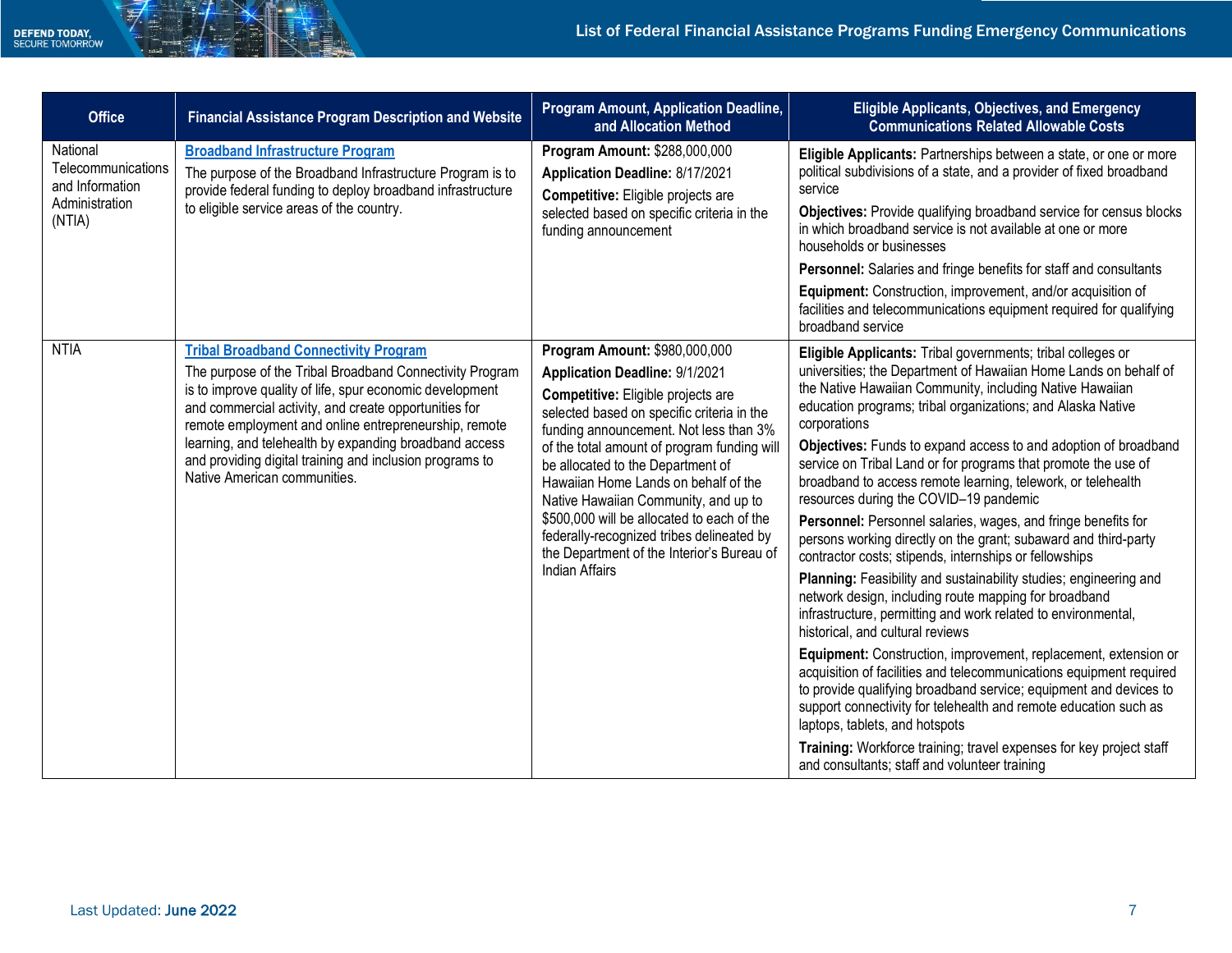| Office | Financial Assistance Program Description and Website | Program Amount, Application Deadline, and Allocation Method | Eligible Applicants, Objectives, and Emergency Communications Related Allowable Costs |
|---|---|---|---|
| National Telecommunications and Information Administration (NTIA) | **Broadband Infrastructure Program**<br>The purpose of the Broadband Infrastructure Program is to provide federal funding to deploy broadband infrastructure to eligible service areas of the country. | **Program Amount:** $288,000,000<br>**Application Deadline:** 8/17/2021<br>**Competitive:** Eligible projects are selected based on specific criteria in the funding announcement | **Eligible Applicants:** Partnerships between a state, or one or more political subdivisions of a state, and a provider of fixed broadband service<br>**Objectives:** Provide qualifying broadband service for census blocks in which broadband service is not available at one or more households or businesses<br>**Personnel:** Salaries and fringe benefits for staff and consultants<br>**Equipment:** Construction, improvement, and/or acquisition of facilities and telecommunications equipment required for qualifying broadband service |
| NTIA | **Tribal Broadband Connectivity Program**<br>The purpose of the Tribal Broadband Connectivity Program is to improve quality of life, spur economic development and commercial activity, and create opportunities for remote employment and online entrepreneurship, remote learning, and telehealth by expanding broadband access and providing digital training and inclusion programs to Native American communities. | **Program Amount:** $980,000,000<br>**Application Deadline:** 9/1/2021<br>**Competitive:** Eligible projects are selected based on specific criteria in the funding announcement. Not less than 3% of the total amount of program funding will be allocated to the Department of Hawaiian Home Lands on behalf of the Native Hawaiian Community, and up to $500,000 will be allocated to each of the federally-recognized tribes delineated by the Department of the Interior's Bureau of Indian Affairs | **Eligible Applicants:** Tribal governments; tribal colleges or universities; the Department of Hawaiian Home Lands on behalf of the Native Hawaiian Community, including Native Hawaiian education programs; tribal organizations; and Alaska Native corporations<br>**Objectives:** Funds to expand access to and adoption of broadband service on Tribal Land or for programs that promote the use of broadband to access remote learning, telework, or telehealth resources during the COVID–19 pandemic<br>**Personnel:** Personnel salaries, wages, and fringe benefits for persons working directly on the grant; subaward and third-party contractor costs; stipends, internships or fellowships<br>**Planning:** Feasibility and sustainability studies; engineering and network design, including route mapping for broadband infrastructure, permitting and work related to environmental, historical, and cultural reviews<br>**Equipment:** Construction, improvement, replacement, extension or acquisition of facilities and telecommunications equipment required to provide qualifying broadband service; equipment and devices to support connectivity for telehealth and remote education such as laptops, tablets, and hotspots<br>**Training:** Workforce training; travel expenses for key project staff and consultants; staff and volunteer training |

Last Updated: June 2022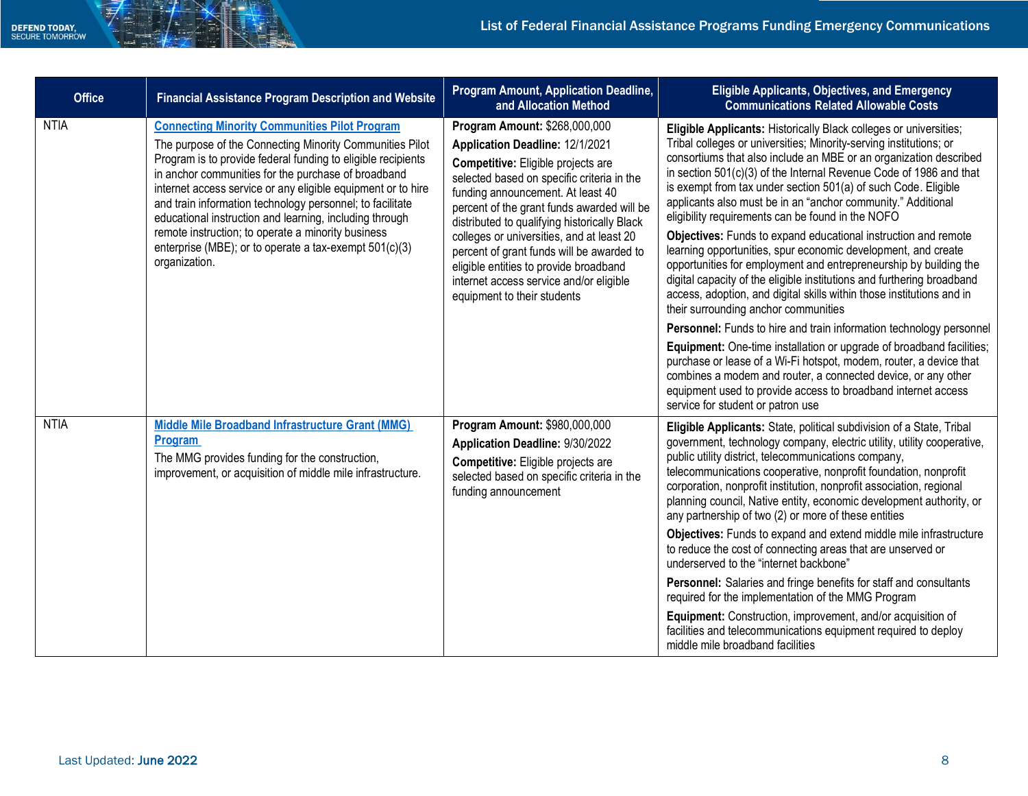| Office | Financial Assistance Program Description and Website | Program Amount, Application Deadline, and Allocation Method | Eligible Applicants, Objectives, and Emergency Communications Related Allowable Costs |
|---|---|---|---|
| NTIA | **Connecting Minority Communities Pilot Program**<br>The purpose of the Connecting Minority Communities Pilot Program is to provide federal funding to eligible recipients in anchor communities for the purchase of broadband internet access service or any eligible equipment or to hire and train information technology personnel; to facilitate educational instruction and learning, including through remote instruction; to operate a minority business enterprise (MBE); or to operate a tax-exempt 501(c)(3) organization. | **Program Amount:** $268,000,000<br>**Application Deadline:** 12/1/2021<br>**Competitive:** Eligible projects are selected based on specific criteria in the funding announcement. At least 40 percent of the grant funds awarded will be distributed to qualifying historically Black colleges or universities, and at least 20 percent of grant funds will be awarded to eligible entities to provide broadband internet access service and/or eligible equipment to their students | **Eligible Applicants:** Historically Black colleges or universities; Tribal colleges or universities; Minority-serving institutions; or consortiums that also include an MBE or an organization described in section 501(c)(3) of the Internal Revenue Code of 1986 and that is exempt from tax under section 501(a) of such Code. Eligible applicants also must be in an "anchor community." Additional eligibility requirements can be found in the NOFO<br>**Objectives:** Funds to expand educational instruction and remote learning opportunities, spur economic development, and create opportunities for employment and entrepreneurship by building the digital capacity of the eligible institutions and furthering broadband access, adoption, and digital skills within those institutions and in their surrounding anchor communities<br>**Personnel:** Funds to hire and train information technology personnel<br>**Equipment:** One-time installation or upgrade of broadband facilities; purchase or lease of a Wi-Fi hotspot, modem, router, a device that combines a modem and router, a connected device, or any other equipment used to provide access to broadband internet access service for student or patron use |
| NTIA | **Middle Mile Broadband Infrastructure Grant (MMG) Program**<br>The MMG provides funding for the construction, improvement, or acquisition of middle mile infrastructure. | **Program Amount:** $980,000,000<br>**Application Deadline:** 9/30/2022<br>**Competitive:** Eligible projects are selected based on specific criteria in the funding announcement | **Eligible Applicants:** State, political subdivision of a State, Tribal government, technology company, electric utility, utility cooperative, public utility district, telecommunications company, telecommunications cooperative, nonprofit foundation, nonprofit corporation, nonprofit institution, nonprofit association, regional planning council, Native entity, economic development authority, or any partnership of two (2) or more of these entities<br>**Objectives:** Funds to expand and extend middle mile infrastructure to reduce the cost of connecting areas that are unserved or underserved to the "internet backbone"<br>**Personnel:** Salaries and fringe benefits for staff and consultants required for the implementation of the MMG Program<br>**Equipment:** Construction, improvement, and/or acquisition of facilities and telecommunications equipment required to deploy middle mile broadband facilities |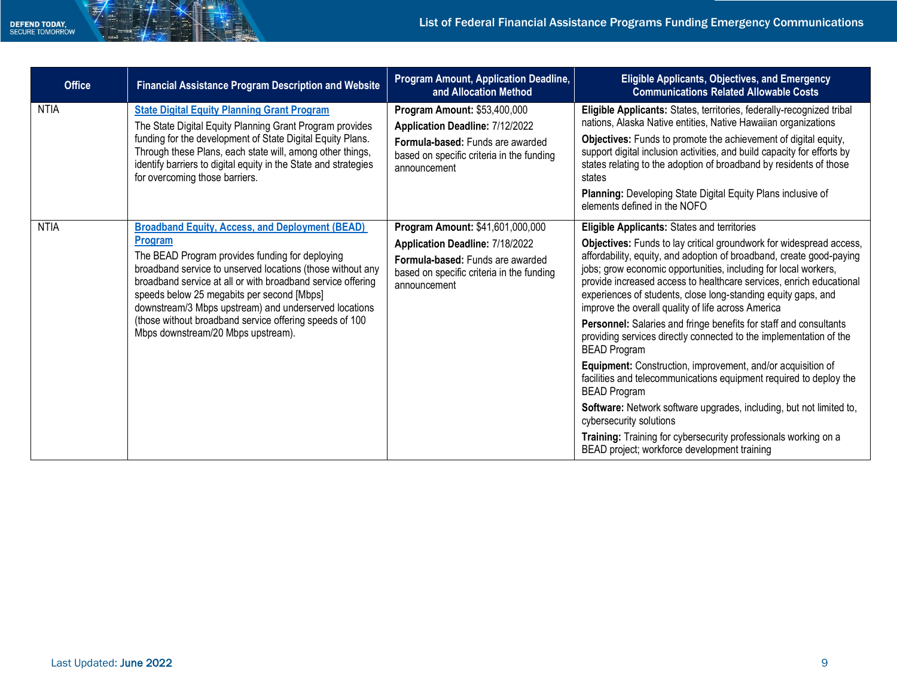| Office | Financial Assistance Program Description and Website | Program Amount, Application Deadline, and Allocation Method | Eligible Applicants, Objectives, and Emergency Communications Related Allowable Costs |
|---|---|---|---|
| NTIA | **State Digital Equity Planning Grant Program**<br>The State Digital Equity Planning Grant Program provides funding for the development of State Digital Equity Plans. Through these Plans, each state will, among other things, identify barriers to digital equity in the State and strategies for overcoming those barriers. | **Program Amount:** $53,400,000<br>**Application Deadline:** 7/12/2022<br>**Formula-based:** Funds are awarded based on specific criteria in the funding announcement | **Eligible Applicants:** States, territories, federally-recognized tribal nations, Alaska Native entities, Native Hawaiian organizations<br>**Objectives:** Funds to promote the achievement of digital equity, support digital inclusion activities, and build capacity for efforts by states relating to the adoption of broadband by residents of those states<br>**Planning:** Developing State Digital Equity Plans inclusive of elements defined in the NOFO |
| NTIA | **Broadband Equity, Access, and Deployment (BEAD) Program**<br>The BEAD Program provides funding for deploying broadband service to unserved locations (those without any broadband service at all or with broadband service offering speeds below 25 megabits per second [Mbps] downstream/3 Mbps upstream) and underserved locations (those without broadband service offering speeds of 100 Mbps downstream/20 Mbps upstream). | **Program Amount:** $41,601,000,000<br>**Application Deadline:** 7/18/2022<br>**Formula-based:** Funds are awarded based on specific criteria in the funding announcement | **Eligible Applicants:** States and territories<br>**Objectives:** Funds to lay critical groundwork for widespread access, affordability, equity, and adoption of broadband, create good-paying jobs; grow economic opportunities, including for local workers, provide increased access to healthcare services, enrich educational experiences of students, close long-standing equity gaps, and improve the overall quality of life across America<br>**Personnel:** Salaries and fringe benefits for staff and consultants providing services directly connected to the implementation of the BEAD Program<br>**Equipment:** Construction, improvement, and/or acquisition of facilities and telecommunications equipment required to deploy the BEAD Program<br>**Software:** Network software upgrades, including, but not limited to, cybersecurity solutions<br>**Training:** Training for cybersecurity professionals working on a BEAD project; workforce development training |

Last Updated: June 2022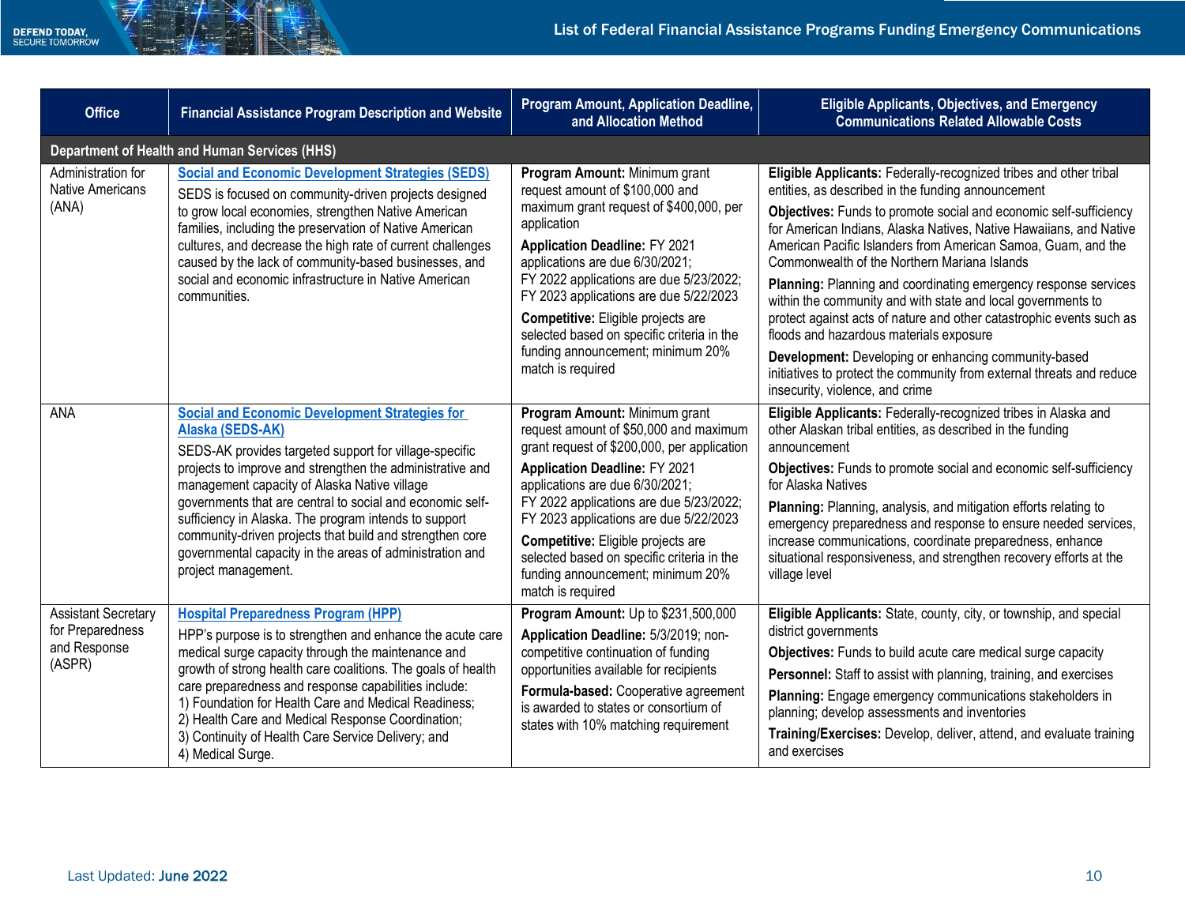| Office | Financial Assistance Program Description and Website | Program Amount, Application Deadline, and Allocation Method | Eligible Applicants, Objectives, and Emergency Communications Related Allowable Costs |
|---|---|---|---|
| **Department of Health and Human Services (HHS)** | | | |
| Administration for Native Americans (ANA) | [Social and Economic Development Strategies (SEDS)](#) SEDS is focused on community-driven projects designed to grow local economies, strengthen Native American families, including the preservation of Native American cultures, and decrease the high rate of current challenges caused by the lack of community-based businesses, and social and economic infrastructure in Native American communities. | **Program Amount:** Minimum grant request amount of $100,000 and maximum grant request of $400,000, per application<br>**Application Deadline:** FY 2021 applications are due 6/30/2021; FY 2022 applications are due 5/23/2022; FY 2023 applications are due 5/22/2023<br>**Competitive:** Eligible projects are selected based on specific criteria in the funding announcement; minimum 20% match is required | **Eligible Applicants:** Federally-recognized tribes and other tribal entities, as described in the funding announcement<br>**Objectives:** Funds to promote social and economic self-sufficiency for American Indians, Alaska Natives, Native Hawaiians, and Native American Pacific Islanders from American Samoa, Guam, and the Commonwealth of the Northern Mariana Islands<br>**Planning:** Planning and coordinating emergency response services within the community and with state and local governments to protect against acts of nature and other catastrophic events such as floods and hazardous materials exposure<br>**Development:** Developing or enhancing community-based initiatives to protect the community from external threats and reduce insecurity, violence, and crime |
| ANA | [Social and Economic Development Strategies for Alaska (SEDS-AK)](#) SEDS-AK provides targeted support for village-specific projects to improve and strengthen the administrative and management capacity of Alaska Native village governments that are central to social and economic self-sufficiency in Alaska. The program intends to support community-driven projects that build and strengthen core governmental capacity in the areas of administration and project management. | **Program Amount:** Minimum grant request amount of $50,000 and maximum grant request of $200,000, per application<br>**Application Deadline:** FY 2021 applications are due 6/30/2021; FY 2022 applications are due 5/23/2022; FY 2023 applications are due 5/22/2023<br>**Competitive:** Eligible projects are selected based on specific criteria in the funding announcement; minimum 20% match is required | **Eligible Applicants:** Federally-recognized tribes in Alaska and other Alaskan tribal entities, as described in the funding announcement<br>**Objectives:** Funds to promote social and economic self-sufficiency for Alaska Natives<br>**Planning:** Planning, analysis, and mitigation efforts relating to emergency preparedness and response to ensure needed services, increase communications, coordinate preparedness, enhance situational responsiveness, and strengthen recovery efforts at the village level |
| Assistant Secretary for Preparedness and Response (ASPR) | [Hospital Preparedness Program (HPP)](#) HPP's purpose is to strengthen and enhance the acute care medical surge capacity through the maintenance and growth of strong health care coalitions. The goals of health care preparedness and response capabilities include: 1) Foundation for Health Care and Medical Readiness; 2) Health Care and Medical Response Coordination; 3) Continuity of Health Care Service Delivery; and 4) Medical Surge. | **Program Amount:** Up to $231,500,000<br>**Application Deadline:** 5/3/2019; non-competitive continuation of funding opportunities available for recipients<br>**Formula-based:** Cooperative agreement is awarded to states or consortium of states with 10% matching requirement | **Eligible Applicants:** State, county, city, or township, and special district governments<br>**Objectives:** Funds to build acute care medical surge capacity<br>**Personnel:** Staff to assist with planning, training, and exercises<br>**Planning:** Engage emergency communications stakeholders in planning; develop assessments and inventories<br>**Training/Exercises:** Develop, deliver, attend, and evaluate training and exercises |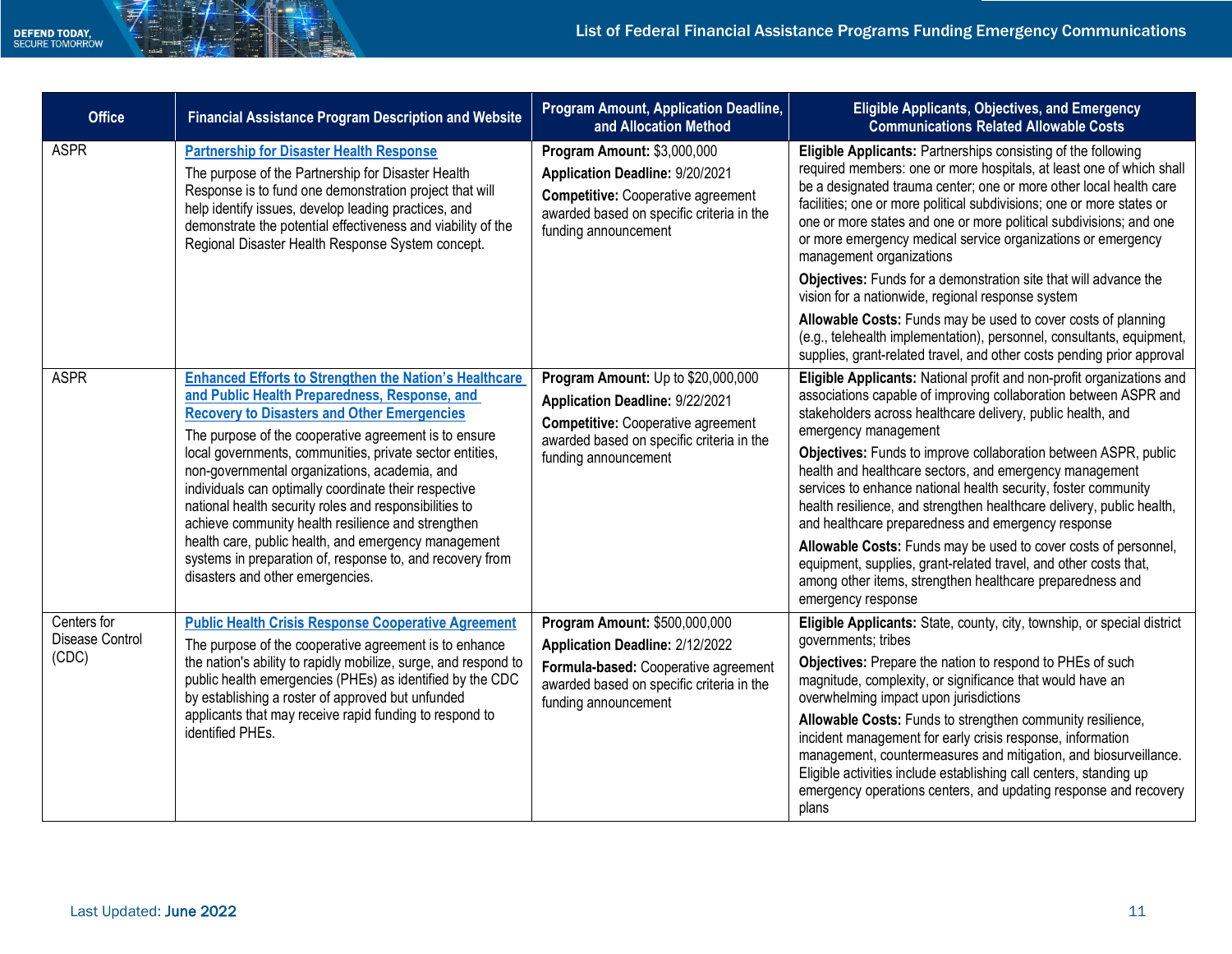| Office | Financial Assistance Program Description and Website | Program Amount, Application Deadline, and Allocation Method | Eligible Applicants, Objectives, and Emergency Communications Related Allowable Costs |
|---|---|---|---|
| ASPR | **Partnership for Disaster Health Response**<br><br>The purpose of the Partnership for Disaster Health Response is to fund one demonstration project that will help identify issues, develop leading practices, and demonstrate the potential effectiveness and viability of the Regional Disaster Health Response System concept. | **Program Amount:** $3,000,000<br><br>**Application Deadline:** 9/20/2021<br><br>**Competitive:** Cooperative agreement awarded based on specific criteria in the funding announcement | **Eligible Applicants:** Partnerships consisting of the following required members: one or more hospitals, at least one of which shall be a designated trauma center; one or more other local health care facilities; one or more political subdivisions; one or more states or one or more states and one or more political subdivisions; and one or more emergency medical service organizations or emergency management organizations<br><br>**Objectives:** Funds for a demonstration site that will advance the vision for a nationwide, regional response system<br><br>**Allowable Costs:** Funds may be used to cover costs of planning (e.g., telehealth implementation), personnel, consultants, equipment, supplies, grant-related travel, and other costs pending prior approval |
| ASPR | **Enhanced Efforts to Strengthen the Nation's Healthcare and Public Health Preparedness, Response, and Recovery to Disasters and Other Emergencies**<br><br>The purpose of the cooperative agreement is to ensure local governments, communities, private sector entities, non-governmental organizations, academia, and individuals can optimally coordinate their respective national health security roles and responsibilities to achieve community health resilience and strengthen health care, public health, and emergency management systems in preparation of, response to, and recovery from disasters and other emergencies. | **Program Amount:** Up to $20,000,000<br><br>**Application Deadline:** 9/22/2021<br><br>**Competitive:** Cooperative agreement awarded based on specific criteria in the funding announcement | **Eligible Applicants:** National profit and non-profit organizations and associations capable of improving collaboration between ASPR and stakeholders across healthcare delivery, public health, and emergency management<br><br>**Objectives:** Funds to improve collaboration between ASPR, public health and healthcare sectors, and emergency management services to enhance national health security, foster community health resilience, and strengthen healthcare delivery, public health, and healthcare preparedness and emergency response<br><br>**Allowable Costs:** Funds may be used to cover costs of personnel, equipment, supplies, grant-related travel, and other costs that, among other items, strengthen healthcare preparedness and emergency response |
| Centers for Disease Control (CDC) | **Public Health Crisis Response Cooperative Agreement**<br><br>The purpose of the cooperative agreement is to enhance the nation's ability to rapidly mobilize, surge, and respond to public health emergencies (PHEs) as identified by the CDC by establishing a roster of approved but unfunded applicants that may receive rapid funding to respond to identified PHEs. | **Program Amount:** $500,000,000<br><br>**Application Deadline:** 2/12/2022<br><br>**Formula-based:** Cooperative agreement awarded based on specific criteria in the funding announcement | **Eligible Applicants:** State, county, city, township, or special district governments; tribes<br><br>**Objectives:** Prepare the nation to respond to PHEs of such magnitude, complexity, or significance that would have an overwhelming impact upon jurisdictions<br><br>**Allowable Costs:** Funds to strengthen community resilience, incident management for early crisis response, information management, countermeasures and mitigation, and biosurveillance. Eligible activities include establishing call centers, standing up emergency operations centers, and updating response and recovery plans |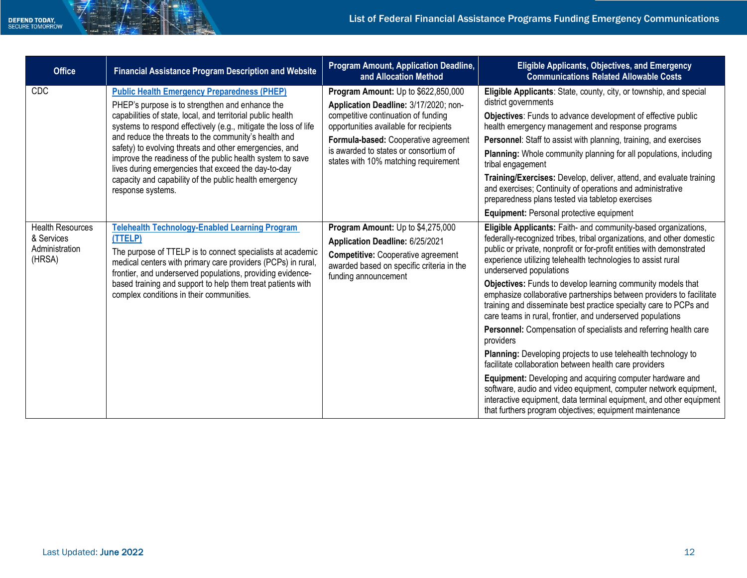| Office | Financial Assistance Program Description and Website | Program Amount, Application Deadline, and Allocation Method | Eligible Applicants, Objectives, and Emergency Communications Related Allowable Costs |
|---|---|---|---|
| CDC | **Public Health Emergency Preparedness (PHEP)**<br>PHEP's purpose is to strengthen and enhance the capabilities of state, local, and territorial public health systems to respond effectively (e.g., mitigate the loss of life and reduce the threats to the community's health and safety) to evolving threats and other emergencies, and improve the readiness of the public health system to save lives during emergencies that exceed the day-to-day capacity and capability of the public health emergency response systems. | **Program Amount:** Up to $622,850,000<br>**Application Deadline:** 3/17/2020; non-competitive continuation of funding opportunities available for recipients<br>**Formula-based:** Cooperative agreement is awarded to states or consortium of states with 10% matching requirement | **Eligible Applicants**: State, county, city, or township, and special district governments<br>**Objectives**: Funds to advance development of effective public health emergency management and response programs<br>**Personnel**: Staff to assist with planning, training, and exercises<br>**Planning:** Whole community planning for all populations, including tribal engagement<br>**Training/Exercises:** Develop, deliver, attend, and evaluate training and exercises; Continuity of operations and administrative preparedness plans tested via tabletop exercises<br>**Equipment:** Personal protective equipment |
| Health Resources & Services Administration (HRSA) | **Telehealth Technology-Enabled Learning Program (TTELP)**<br>The purpose of TTELP is to connect specialists at academic medical centers with primary care providers (PCPs) in rural, frontier, and underserved populations, providing evidence-based training and support to help them treat patients with complex conditions in their communities. | **Program Amount:** Up to $4,275,000<br>**Application Deadline:** 6/25/2021<br>**Competitive:** Cooperative agreement awarded based on specific criteria in the funding announcement | **Eligible Applicants:** Faith- and community-based organizations, federally-recognized tribes, tribal organizations, and other domestic public or private, nonprofit or for-profit entities with demonstrated experience utilizing telehealth technologies to assist rural underserved populations<br>**Objectives:** Funds to develop learning community models that emphasize collaborative partnerships between providers to facilitate training and disseminate best practice specialty care to PCPs and care teams in rural, frontier, and underserved populations<br>**Personnel:** Compensation of specialists and referring health care providers<br>**Planning:** Developing projects to use telehealth technology to facilitate collaboration between health care providers<br>**Equipment:** Developing and acquiring computer hardware and software, audio and video equipment, computer network equipment, interactive equipment, data terminal equipment, and other equipment that furthers program objectives; equipment maintenance |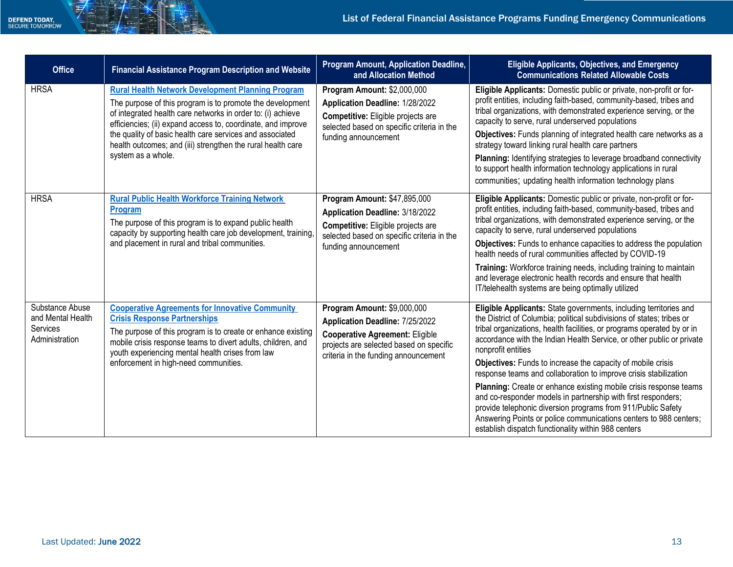| Office | Financial Assistance Program Description and Website | Program Amount, Application Deadline, and Allocation Method | Eligible Applicants, Objectives, and Emergency Communications Related Allowable Costs |
|---|---|---|---|
| HRSA | **Rural Health Network Development Planning Program**<br>The purpose of this program is to promote the development of integrated health care networks in order to: (i) achieve efficiencies; (ii) expand access to, coordinate, and improve the quality of basic health care services and associated health outcomes; and (iii) strengthen the rural health care system as a whole. | **Program Amount:** $2,000,000<br>**Application Deadline:** 1/28/2022<br>**Competitive:** Eligible projects are selected based on specific criteria in the funding announcement | **Eligible Applicants:** Domestic public or private, non-profit or for-profit entities, including faith-based, community-based, tribes and tribal organizations, with demonstrated experience serving, or the capacity to serve, rural underserved populations<br>**Objectives:** Funds planning of integrated health care networks as a strategy toward linking rural health care partners<br>**Planning:** Identifying strategies to leverage broadband connectivity to support health information technology applications in rural communities; updating health information technology plans |
| HRSA | **Rural Public Health Workforce Training Network Program**<br>The purpose of this program is to expand public health capacity by supporting health care job development, training, and placement in rural and tribal communities. | **Program Amount:** $47,895,000<br>**Application Deadline:** 3/18/2022<br>**Competitive:** Eligible projects are selected based on specific criteria in the funding announcement | **Eligible Applicants:** Domestic public or private, non-profit or for-profit entities, including faith-based, community-based, tribes and tribal organizations, with demonstrated experience serving, or the capacity to serve, rural underserved populations<br>**Objectives:** Funds to enhance capacities to address the population health needs of rural communities affected by COVID-19<br>**Training:** Workforce training needs, including training to maintain and leverage electronic health records and ensure that health IT/telehealth systems are being optimally utilized |
| Substance Abuse and Mental Health Services Administration | **Cooperative Agreements for Innovative Community Crisis Response Partnerships**<br>The purpose of this program is to create or enhance existing mobile crisis response teams to divert adults, children, and youth experiencing mental health crises from law enforcement in high-need communities. | **Program Amount:** $9,000,000<br>**Application Deadline:** 7/25/2022<br>**Cooperative Agreement:** Eligible projects are selected based on specific criteria in the funding announcement | **Eligible Applicants:** State governments, including territories and the District of Columbia; political subdivisions of states; tribes or tribal organizations, health facilities, or programs operated by or in accordance with the Indian Health Service, or other public or private nonprofit entities<br>**Objectives:** Funds to increase the capacity of mobile crisis response teams and collaboration to improve crisis stabilization<br>**Planning:** Create or enhance existing mobile crisis response teams and co-responder models in partnership with first responders; provide telephonic diversion programs from 911/Public Safety Answering Points or police communications centers to 988 centers; establish dispatch functionality within 988 centers |

Last Updated: June 2022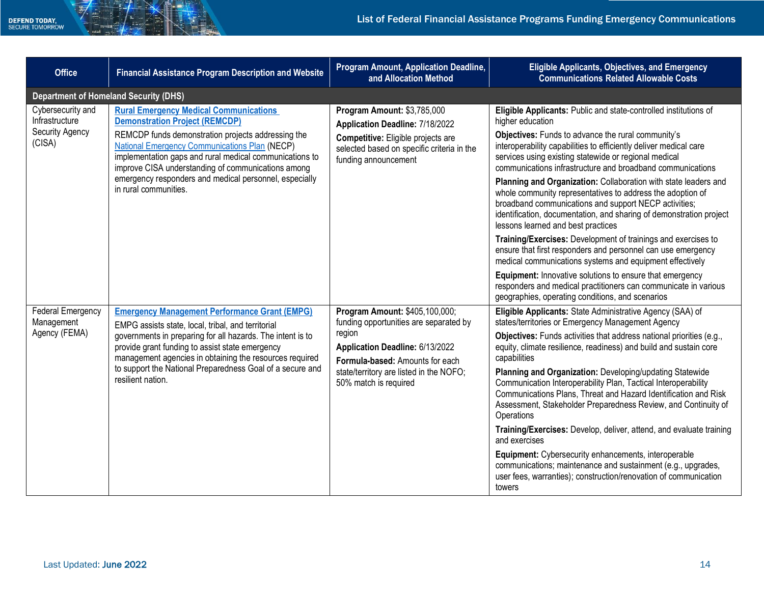| Office | Financial Assistance Program Description and Website | Program Amount, Application Deadline, and Allocation Method | Eligible Applicants, Objectives, and Emergency Communications Related Allowable Costs |
|---|---|---|---|
| **Department of Homeland Security (DHS)** | | | |
| Cybersecurity and Infrastructure Security Agency (CISA) | **Rural Emergency Medical Communications Demonstration Project (REMCDP)**<br>REMCDP funds demonstration projects addressing the National Emergency Communications Plan (NECP) implementation gaps and rural medical communications to improve CISA understanding of communications among emergency responders and medical personnel, especially in rural communities. | **Program Amount:** $3,785,000<br>**Application Deadline:** 7/18/2022<br>**Competitive:** Eligible projects are selected based on specific criteria in the funding announcement | **Eligible Applicants:** Public and state-controlled institutions of higher education<br>**Objectives:** Funds to advance the rural community's interoperability capabilities to efficiently deliver medical care services using existing statewide or regional medical communications infrastructure and broadband communications<br>**Planning and Organization:** Collaboration with state leaders and whole community representatives to address the adoption of broadband communications and support NECP activities; identification, documentation, and sharing of demonstration project lessons learned and best practices<br>**Training/Exercises:** Development of trainings and exercises to ensure that first responders and personnel can use emergency medical communications systems and equipment effectively<br>**Equipment:** Innovative solutions to ensure that emergency responders and medical practitioners can communicate in various geographies, operating conditions, and scenarios |
| Federal Emergency Management Agency (FEMA) | **Emergency Management Performance Grant (EMPG)**<br>EMPG assists state, local, tribal, and territorial governments in preparing for all hazards. The intent is to provide grant funding to assist state emergency management agencies in obtaining the resources required to support the National Preparedness Goal of a secure and resilient nation. | **Program Amount:** $405,100,000; funding opportunities are separated by region<br>**Application Deadline:** 6/13/2022<br>**Formula-based:** Amounts for each state/territory are listed in the NOFO; 50% match is required | **Eligible Applicants:** State Administrative Agency (SAA) of states/territories or Emergency Management Agency<br>**Objectives:** Funds activities that address national priorities (e.g., equity, climate resilience, readiness) and build and sustain core capabilities<br>**Planning and Organization:** Developing/updating Statewide Communication Interoperability Plan, Tactical Interoperability Communications Plans, Threat and Hazard Identification and Risk Assessment, Stakeholder Preparedness Review, and Continuity of Operations<br>**Training/Exercises:** Develop, deliver, attend, and evaluate training and exercises<br>**Equipment:** Cybersecurity enhancements, interoperable communications; maintenance and sustainment (e.g., upgrades, user fees, warranties); construction/renovation of communication towers |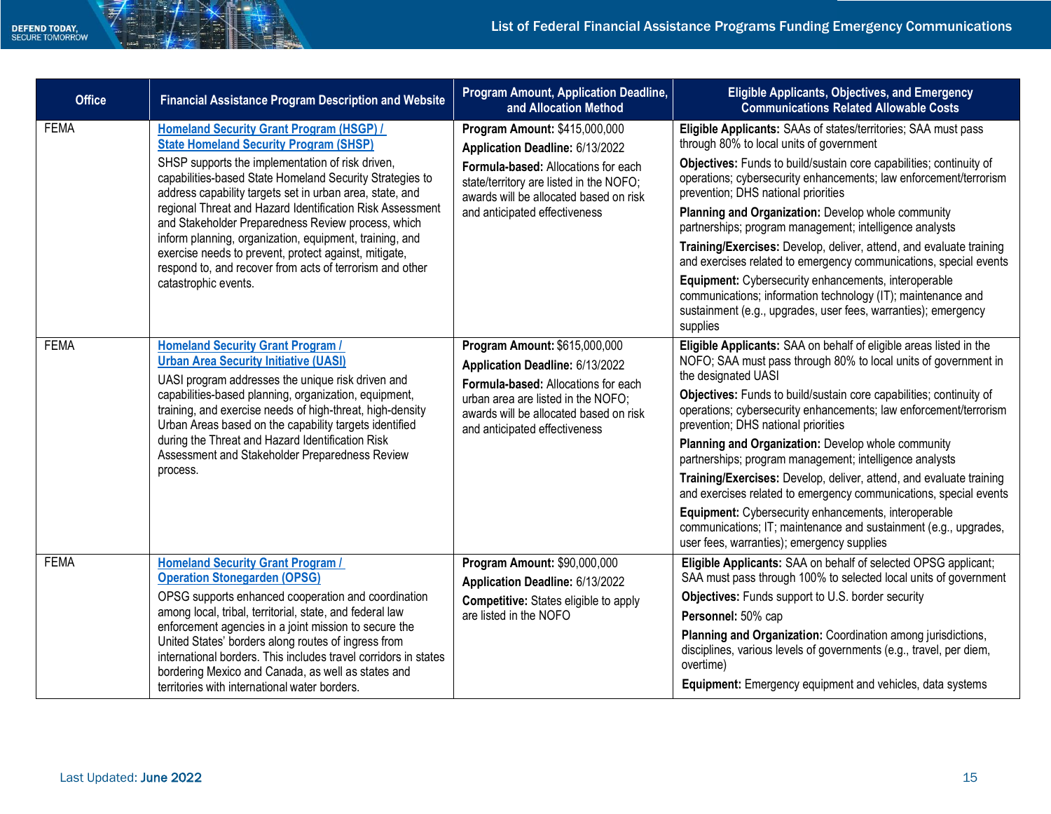| Office | Financial Assistance Program Description and Website | Program Amount, Application Deadline, and Allocation Method | Eligible Applicants, Objectives, and Emergency Communications Related Allowable Costs |
|---|---|---|---|
| FEMA | **Homeland Security Grant Program (HSGP) / State Homeland Security Program (SHSP)**<br>SHSP supports the implementation of risk driven, capabilities-based State Homeland Security Strategies to address capability targets set in urban area, state, and regional Threat and Hazard Identification Risk Assessment and Stakeholder Preparedness Review process, which inform planning, organization, equipment, training, and exercise needs to prevent, protect against, mitigate, respond to, and recover from acts of terrorism and other catastrophic events. | **Program Amount:** $415,000,000<br>**Application Deadline:** 6/13/2022<br>**Formula-based:** Allocations for each state/territory are listed in the NOFO; awards will be allocated based on risk and anticipated effectiveness | **Eligible Applicants:** SAAs of states/territories; SAA must pass through 80% to local units of government<br>**Objectives:** Funds to build/sustain core capabilities; continuity of operations; cybersecurity enhancements; law enforcement/terrorism prevention; DHS national priorities<br>**Planning and Organization:** Develop whole community partnerships; program management; intelligence analysts<br>**Training/Exercises:** Develop, deliver, attend, and evaluate training and exercises related to emergency communications, special events<br>**Equipment:** Cybersecurity enhancements, interoperable communications; information technology (IT); maintenance and sustainment (e.g., upgrades, user fees, warranties); emergency supplies |
| FEMA | **Homeland Security Grant Program / Urban Area Security Initiative (UASI)**<br>UASI program addresses the unique risk driven and capabilities-based planning, organization, equipment, training, and exercise needs of high-threat, high-density Urban Areas based on the capability targets identified during the Threat and Hazard Identification Risk Assessment and Stakeholder Preparedness Review process. | **Program Amount:** $615,000,000<br>**Application Deadline:** 6/13/2022<br>**Formula-based:** Allocations for each urban area are listed in the NOFO; awards will be allocated based on risk and anticipated effectiveness | **Eligible Applicants:** SAA on behalf of eligible areas listed in the NOFO; SAA must pass through 80% to local units of government in the designated UASI<br>**Objectives:** Funds to build/sustain core capabilities; continuity of operations; cybersecurity enhancements; law enforcement/terrorism prevention; DHS national priorities<br>**Planning and Organization:** Develop whole community partnerships; program management; intelligence analysts<br>**Training/Exercises:** Develop, deliver, attend, and evaluate training and exercises related to emergency communications, special events<br>**Equipment:** Cybersecurity enhancements, interoperable communications; IT; maintenance and sustainment (e.g., upgrades, user fees, warranties); emergency supplies |
| FEMA | **Homeland Security Grant Program / Operation Stonegarden (OPSG)**<br>OPSG supports enhanced cooperation and coordination among local, tribal, territorial, state, and federal law enforcement agencies in a joint mission to secure the United States' borders along routes of ingress from international borders. This includes travel corridors in states bordering Mexico and Canada, as well as states and territories with international water borders. | **Program Amount:** $90,000,000<br>**Application Deadline:** 6/13/2022<br>**Competitive:** States eligible to apply are listed in the NOFO | **Eligible Applicants:** SAA on behalf of selected OPSG applicant; SAA must pass through 100% to selected local units of government<br>**Objectives:** Funds support to U.S. border security<br>**Personnel:** 50% cap<br>**Planning and Organization:** Coordination among jurisdictions, disciplines, various levels of governments (e.g., travel, per diem, overtime)<br>**Equipment:** Emergency equipment and vehicles, data systems |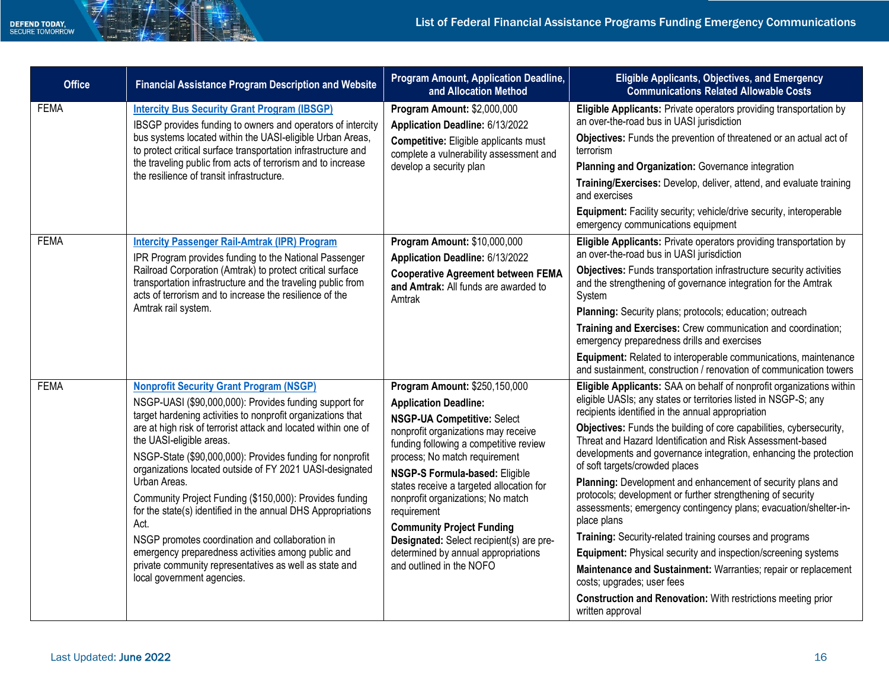| Office | Financial Assistance Program Description and Website | Program Amount, Application Deadline, and Allocation Method | Eligible Applicants, Objectives, and Emergency Communications Related Allowable Costs |
|---|---|---|---|
| FEMA | **Intercity Bus Security Grant Program (IBSGP)**<br>IBSGP provides funding to owners and operators of intercity bus systems located within the UASI-eligible Urban Areas, to protect critical surface transportation infrastructure and the traveling public from acts of terrorism and to increase the resilience of transit infrastructure. | **Program Amount:** $2,000,000<br>**Application Deadline:** 6/13/2022<br>**Competitive:** Eligible applicants must complete a vulnerability assessment and develop a security plan | **Eligible Applicants:** Private operators providing transportation by an over-the-road bus in UASI jurisdiction<br>**Objectives:** Funds the prevention of threatened or an actual act of terrorism<br>**Planning and Organization:** Governance integration<br>**Training/Exercises:** Develop, deliver, attend, and evaluate training and exercises<br>**Equipment:** Facility security; vehicle/drive security, interoperable emergency communications equipment |
| FEMA | **Intercity Passenger Rail-Amtrak (IPR) Program**<br>IPR Program provides funding to the National Passenger Railroad Corporation (Amtrak) to protect critical surface transportation infrastructure and the traveling public from acts of terrorism and to increase the resilience of the Amtrak rail system. | **Program Amount:** $10,000,000<br>**Application Deadline:** 6/13/2022<br>**Cooperative Agreement between FEMA and Amtrak:** All funds are awarded to Amtrak | **Eligible Applicants:** Private operators providing transportation by an over-the-road bus in UASI jurisdiction<br>**Objectives:** Funds transportation infrastructure security activities and the strengthening of governance integration for the Amtrak System<br>**Planning:** Security plans; protocols; education; outreach<br>**Training and Exercises:** Crew communication and coordination; emergency preparedness drills and exercises<br>**Equipment:** Related to interoperable communications, maintenance and sustainment, construction / renovation of communication towers |
| FEMA | **Nonprofit Security Grant Program (NSGP)**<br>NSGP-UASI ($90,000,000): Provides funding support for target hardening activities to nonprofit organizations that are at high risk of terrorist attack and located within one of the UASI-eligible areas.<br>NSGP-State ($90,000,000): Provides funding for nonprofit organizations located outside of FY 2021 UASI-designated Urban Areas.<br>Community Project Funding ($150,000): Provides funding for the state(s) identified in the annual DHS Appropriations Act.<br>NSGP promotes coordination and collaboration in emergency preparedness activities among public and private community representatives as well as state and local government agencies. | **Program Amount:** $250,150,000<br>**Application Deadline:**<br>**NSGP-UA Competitive:** Select nonprofit organizations may receive funding following a competitive review process; No match requirement<br>**NSGP-S Formula-based:** Eligible states receive a targeted allocation for nonprofit organizations; No match requirement<br>**Community Project Funding Designated:** Select recipient(s) are pre-determined by annual appropriations and outlined in the NOFO | **Eligible Applicants:** SAA on behalf of nonprofit organizations within eligible UASIs; any states or territories listed in NSGP-S; any recipients identified in the annual appropriation<br>**Objectives:** Funds the building of core capabilities, cybersecurity, Threat and Hazard Identification and Risk Assessment-based developments and governance integration, enhancing the protection of soft targets/crowded places<br>**Planning:** Development and enhancement of security plans and protocols; development or further strengthening of security assessments; emergency contingency plans; evacuation/shelter-in-place plans<br>**Training:** Security-related training courses and programs<br>**Equipment:** Physical security and inspection/screening systems<br>**Maintenance and Sustainment:** Warranties; repair or replacement costs; upgrades; user fees<br>**Construction and Renovation:** With restrictions meeting prior written approval |

Last Updated: June 2022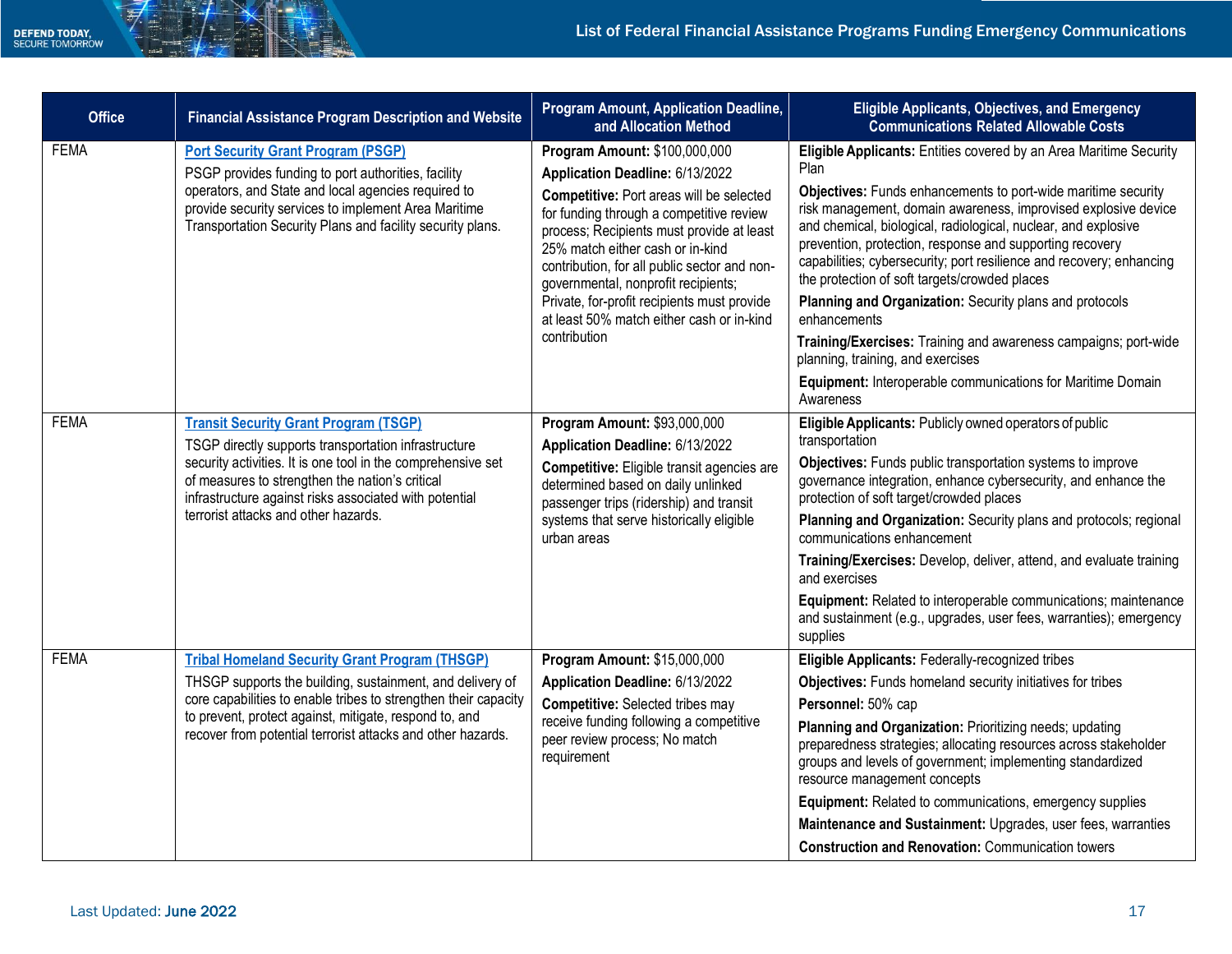| Office | Financial Assistance Program Description and Website | Program Amount, Application Deadline, and Allocation Method | Eligible Applicants, Objectives, and Emergency Communications Related Allowable Costs |
|---|---|---|---|
| FEMA | **Port Security Grant Program (PSGP)**<br>PSGP provides funding to port authorities, facility operators, and State and local agencies required to provide security services to implement Area Maritime Transportation Security Plans and facility security plans. | **Program Amount:** $100,000,000<br>**Application Deadline:** 6/13/2022<br>**Competitive:** Port areas will be selected for funding through a competitive review process; Recipients must provide at least 25% match either cash or in-kind contribution, for all public sector and non-governmental, nonprofit recipients; Private, for-profit recipients must provide at least 50% match either cash or in-kind contribution | **Eligible Applicants:** Entities covered by an Area Maritime Security Plan<br>**Objectives:** Funds enhancements to port-wide maritime security risk management, domain awareness, improvised explosive device and chemical, biological, radiological, nuclear, and explosive prevention, protection, response and supporting recovery capabilities; cybersecurity; port resilience and recovery; enhancing the protection of soft targets/crowded places<br>**Planning and Organization:** Security plans and protocols enhancements<br>**Training/Exercises:** Training and awareness campaigns; port-wide planning, training, and exercises<br>**Equipment:** Interoperable communications for Maritime Domain Awareness |
| FEMA | **Transit Security Grant Program (TSGP)**<br>TSGP directly supports transportation infrastructure security activities. It is one tool in the comprehensive set of measures to strengthen the nation's critical infrastructure against risks associated with potential terrorist attacks and other hazards. | **Program Amount:** $93,000,000<br>**Application Deadline:** 6/13/2022<br>**Competitive:** Eligible transit agencies are determined based on daily unlinked passenger trips (ridership) and transit systems that serve historically eligible urban areas | **Eligible Applicants:** Publicly owned operators of public transportation<br>**Objectives:** Funds public transportation systems to improve governance integration, enhance cybersecurity, and enhance the protection of soft target/crowded places<br>**Planning and Organization:** Security plans and protocols; regional communications enhancement<br>**Training/Exercises:** Develop, deliver, attend, and evaluate training and exercises<br>**Equipment:** Related to interoperable communications; maintenance and sustainment (e.g., upgrades, user fees, warranties); emergency supplies |
| FEMA | **Tribal Homeland Security Grant Program (THSGP)**<br>THSGP supports the building, sustainment, and delivery of core capabilities to enable tribes to strengthen their capacity to prevent, protect against, mitigate, respond to, and recover from potential terrorist attacks and other hazards. | **Program Amount:** $15,000,000<br>**Application Deadline:** 6/13/2022<br>**Competitive:** Selected tribes may receive funding following a competitive peer review process; No match requirement | **Eligible Applicants:** Federally-recognized tribes<br>**Objectives:** Funds homeland security initiatives for tribes<br>**Personnel:** 50% cap<br>**Planning and Organization:** Prioritizing needs; updating preparedness strategies; allocating resources across stakeholder groups and levels of government; implementing standardized resource management concepts<br>**Equipment:** Related to communications, emergency supplies<br>**Maintenance and Sustainment:** Upgrades, user fees, warranties<br>**Construction and Renovation:** Communication towers |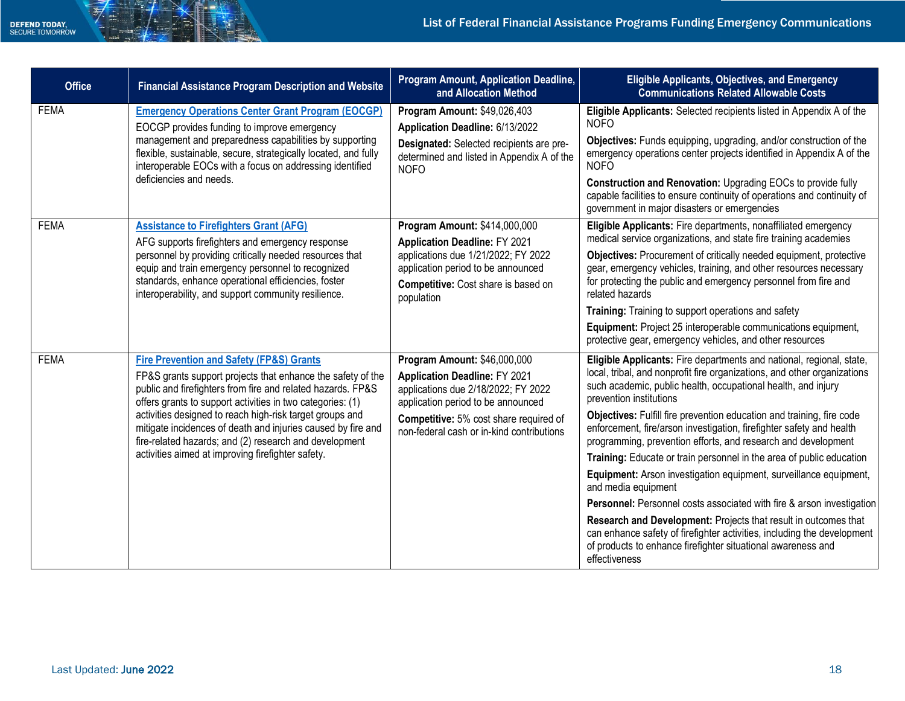| Office | Financial Assistance Program Description and Website | Program Amount, Application Deadline, and Allocation Method | Eligible Applicants, Objectives, and Emergency Communications Related Allowable Costs |
|---|---|---|---|
| FEMA | **Emergency Operations Center Grant Program (EOCGP)**<br>EOCGP provides funding to improve emergency management and preparedness capabilities by supporting flexible, sustainable, secure, strategically located, and fully interoperable EOCs with a focus on addressing identified deficiencies and needs. | **Program Amount:** $49,026,403<br>**Application Deadline:** 6/13/2022<br>**Designated:** Selected recipients are pre-determined and listed in Appendix A of the NOFO | **Eligible Applicants:** Selected recipients listed in Appendix A of the NOFO<br>**Objectives:** Funds equipping, upgrading, and/or construction of the emergency operations center projects identified in Appendix A of the NOFO<br>**Construction and Renovation:** Upgrading EOCs to provide fully capable facilities to ensure continuity of operations and continuity of government in major disasters or emergencies |
| FEMA | **Assistance to Firefighters Grant (AFG)**<br>AFG supports firefighters and emergency response personnel by providing critically needed resources that equip and train emergency personnel to recognized standards, enhance operational efficiencies, foster interoperability, and support community resilience. | **Program Amount:** $414,000,000<br>**Application Deadline:** FY 2021 applications due 1/21/2022; FY 2022 application period to be announced<br>**Competitive:** Cost share is based on population | **Eligible Applicants:** Fire departments, nonaffiliated emergency medical service organizations, and state fire training academies<br>**Objectives:** Procurement of critically needed equipment, protective gear, emergency vehicles, training, and other resources necessary for protecting the public and emergency personnel from fire and related hazards<br>**Training:** Training to support operations and safety<br>**Equipment:** Project 25 interoperable communications equipment, protective gear, emergency vehicles, and other resources |
| FEMA | **Fire Prevention and Safety (FP&S) Grants**<br>FP&S grants support projects that enhance the safety of the public and firefighters from fire and related hazards. FP&S offers grants to support activities in two categories: (1) activities designed to reach high-risk target groups and mitigate incidences of death and injuries caused by fire and fire-related hazards; and (2) research and development activities aimed at improving firefighter safety. | **Program Amount:** $46,000,000<br>**Application Deadline:** FY 2021 applications due 2/18/2022; FY 2022 application period to be announced<br>**Competitive:** 5% cost share required of non-federal cash or in-kind contributions | **Eligible Applicants:** Fire departments and national, regional, state, local, tribal, and nonprofit fire organizations, and other organizations such academic, public health, occupational health, and injury prevention institutions<br>**Objectives:** Fulfill fire prevention education and training, fire code enforcement, fire/arson investigation, firefighter safety and health programming, prevention efforts, and research and development<br>**Training:** Educate or train personnel in the area of public education<br>**Equipment:** Arson investigation equipment, surveillance equipment, and media equipment<br>**Personnel:** Personnel costs associated with fire & arson investigation<br>**Research and Development:** Projects that result in outcomes that can enhance safety of firefighter activities, including the development of products to enhance firefighter situational awareness and effectiveness |

Last Updated: June 2022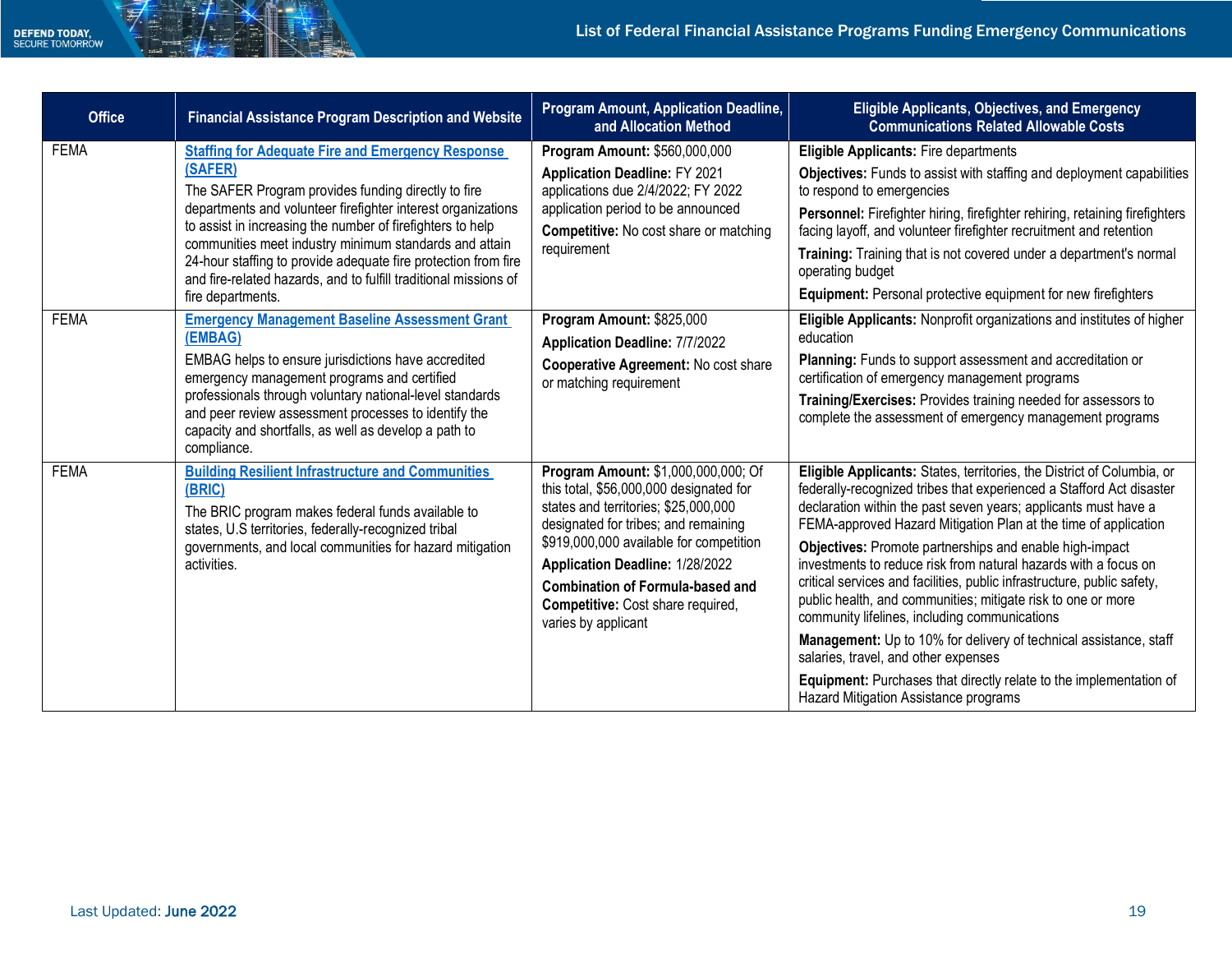| Office | Financial Assistance Program Description and Website | Program Amount, Application Deadline, and Allocation Method | Eligible Applicants, Objectives, and Emergency Communications Related Allowable Costs |
|---|---|---|---|
| FEMA | **Staffing for Adequate Fire and Emergency Response (SAFER)**<br>The SAFER Program provides funding directly to fire departments and volunteer firefighter interest organizations to assist in increasing the number of firefighters to help communities meet industry minimum standards and attain 24-hour staffing to provide adequate fire protection from fire and fire-related hazards, and to fulfill traditional missions of fire departments. | **Program Amount:** $560,000,000<br>**Application Deadline:** FY 2021 applications due 2/4/2022; FY 2022 application period to be announced<br>**Competitive:** No cost share or matching requirement | **Eligible Applicants:** Fire departments<br>**Objectives:** Funds to assist with staffing and deployment capabilities to respond to emergencies<br>**Personnel:** Firefighter hiring, firefighter rehiring, retaining firefighters facing layoff, and volunteer firefighter recruitment and retention<br>**Training:** Training that is not covered under a department's normal operating budget<br>**Equipment:** Personal protective equipment for new firefighters |
| FEMA | **Emergency Management Baseline Assessment Grant (EMBAG)**<br>EMBAG helps to ensure jurisdictions have accredited emergency management programs and certified professionals through voluntary national-level standards and peer review assessment processes to identify the capacity and shortfalls, as well as develop a path to compliance. | **Program Amount:** $825,000<br>**Application Deadline:** 7/7/2022<br>**Cooperative Agreement:** No cost share or matching requirement | **Eligible Applicants:** Nonprofit organizations and institutes of higher education<br>**Planning:** Funds to support assessment and accreditation or certification of emergency management programs<br>**Training/Exercises:** Provides training needed for assessors to complete the assessment of emergency management programs |
| FEMA | **Building Resilient Infrastructure and Communities (BRIC)**<br>The BRIC program makes federal funds available to states, U.S territories, federally-recognized tribal governments, and local communities for hazard mitigation activities. | **Program Amount:** $1,000,000,000; Of this total, $56,000,000 designated for states and territories; $25,000,000 designated for tribes; and remaining $919,000,000 available for competition<br>**Application Deadline:** 1/28/2022<br>**Combination of Formula-based and Competitive:** Cost share required, varies by applicant | **Eligible Applicants:** States, territories, the District of Columbia, or federally-recognized tribes that experienced a Stafford Act disaster declaration within the past seven years; applicants must have a FEMA-approved Hazard Mitigation Plan at the time of application<br>**Objectives:** Promote partnerships and enable high-impact investments to reduce risk from natural hazards with a focus on critical services and facilities, public infrastructure, public safety, public health, and communities; mitigate risk to one or more community lifelines, including communications<br>**Management:** Up to 10% for delivery of technical assistance, staff salaries, travel, and other expenses<br>**Equipment:** Purchases that directly relate to the implementation of Hazard Mitigation Assistance programs |

Last Updated: June 2022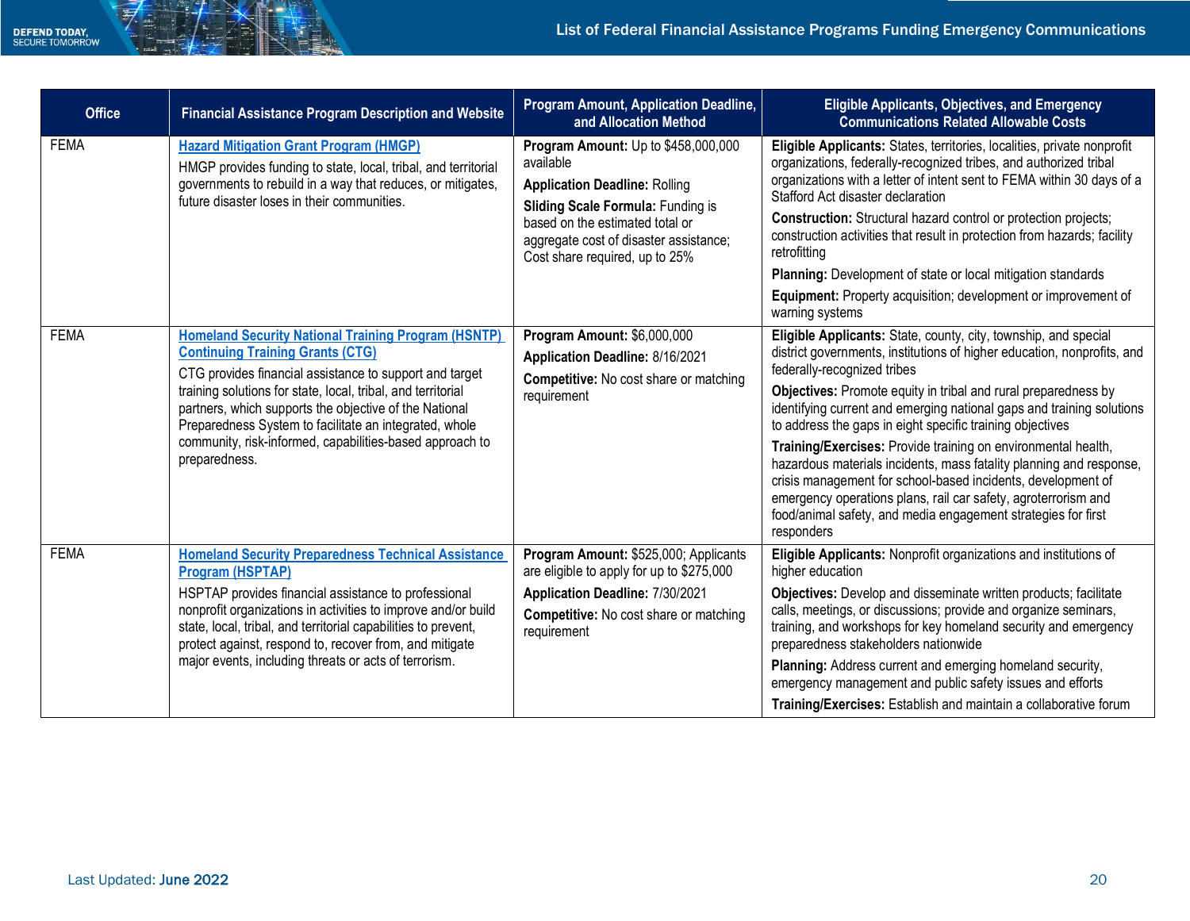| Office | Financial Assistance Program Description and Website | Program Amount, Application Deadline, and Allocation Method | Eligible Applicants, Objectives, and Emergency Communications Related Allowable Costs |
|---|---|---|---|
| FEMA | **Hazard Mitigation Grant Program (HMGP)**<br>HMGP provides funding to state, local, tribal, and territorial governments to rebuild in a way that reduces, or mitigates, future disaster loses in their communities. | **Program Amount:** Up to $458,000,000 available<br>**Application Deadline:** Rolling<br>**Sliding Scale Formula:** Funding is based on the estimated total or aggregate cost of disaster assistance; Cost share required, up to 25% | **Eligible Applicants:** States, territories, localities, private nonprofit organizations, federally-recognized tribes, and authorized tribal organizations with a letter of intent sent to FEMA within 30 days of a Stafford Act disaster declaration<br>**Construction:** Structural hazard control or protection projects; construction activities that result in protection from hazards; facility retrofitting<br>**Planning:** Development of state or local mitigation standards<br>**Equipment:** Property acquisition; development or improvement of warning systems |
| FEMA | **Homeland Security National Training Program (HSNTP) Continuing Training Grants (CTG)**<br>CTG provides financial assistance to support and target training solutions for state, local, tribal, and territorial partners, which supports the objective of the National Preparedness System to facilitate an integrated, whole community, risk-informed, capabilities-based approach to preparedness. | **Program Amount:** $6,000,000<br>**Application Deadline:** 8/16/2021<br>**Competitive:** No cost share or matching requirement | **Eligible Applicants:** State, county, city, township, and special district governments, institutions of higher education, nonprofits, and federally-recognized tribes<br>**Objectives:** Promote equity in tribal and rural preparedness by identifying current and emerging national gaps and training solutions to address the gaps in eight specific training objectives<br>**Training/Exercises:** Provide training on environmental health, hazardous materials incidents, mass fatality planning and response, crisis management for school-based incidents, development of emergency operations plans, rail car safety, agroterrorism and food/animal safety, and media engagement strategies for first responders |
| FEMA | **Homeland Security Preparedness Technical Assistance Program (HSPTAP)**<br>HSPTAP provides financial assistance to professional nonprofit organizations in activities to improve and/or build state, local, tribal, and territorial capabilities to prevent, protect against, respond to, recover from, and mitigate major events, including threats or acts of terrorism. | **Program Amount:** $525,000; Applicants are eligible to apply for up to $275,000<br>**Application Deadline:** 7/30/2021<br>**Competitive:** No cost share or matching requirement | **Eligible Applicants:** Nonprofit organizations and institutions of higher education<br>**Objectives:** Develop and disseminate written products; facilitate calls, meetings, or discussions; provide and organize seminars, training, and workshops for key homeland security and emergency preparedness stakeholders nationwide<br>**Planning:** Address current and emerging homeland security, emergency management and public safety issues and efforts<br>**Training/Exercises:** Establish and maintain a collaborative forum |

Last Updated: June 2022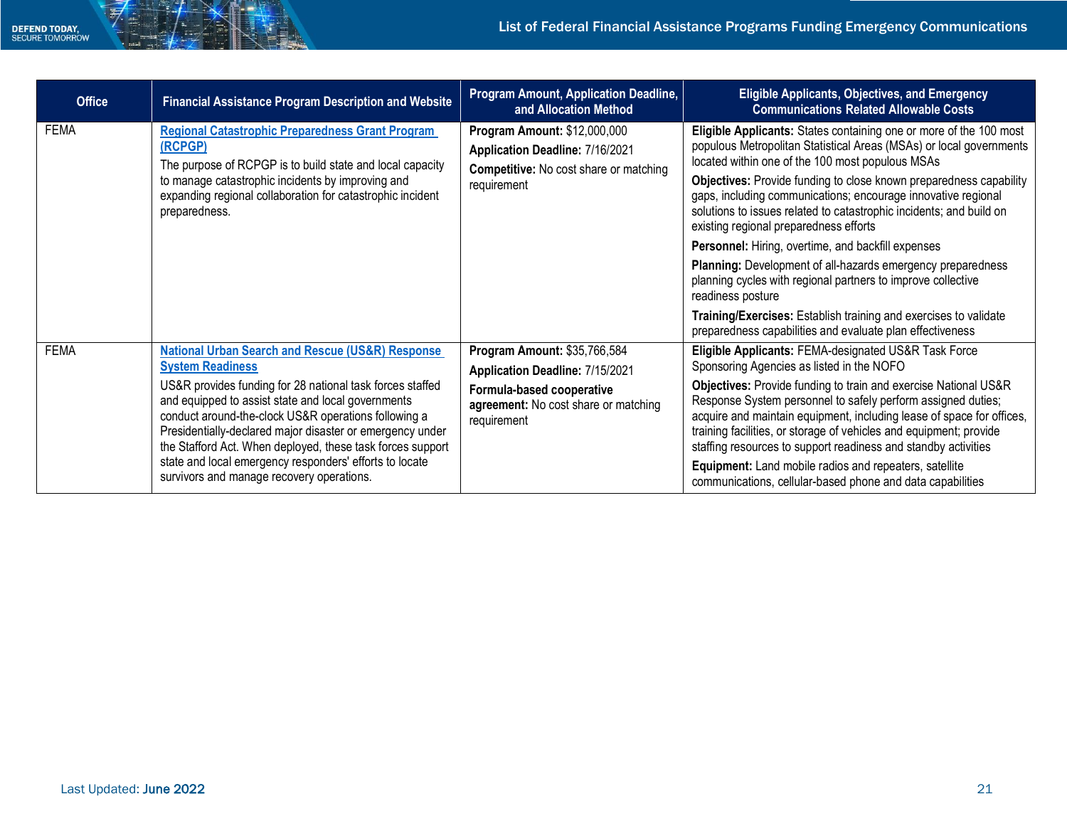| Office | Financial Assistance Program Description and Website | Program Amount, Application Deadline, and Allocation Method | Eligible Applicants, Objectives, and Emergency Communications Related Allowable Costs |
|---|---|---|---|
| FEMA | **Regional Catastrophic Preparedness Grant Program (RCPGP)**<br>The purpose of RCPGP is to build state and local capacity to manage catastrophic incidents by improving and expanding regional collaboration for catastrophic incident preparedness. | **Program Amount:** $12,000,000<br>**Application Deadline:** 7/16/2021<br>**Competitive:** No cost share or matching requirement | **Eligible Applicants:** States containing one or more of the 100 most populous Metropolitan Statistical Areas (MSAs) or local governments located within one of the 100 most populous MSAs<br>**Objectives:** Provide funding to close known preparedness capability gaps, including communications; encourage innovative regional solutions to issues related to catastrophic incidents; and build on existing regional preparedness efforts<br>**Personnel:** Hiring, overtime, and backfill expenses<br>**Planning:** Development of all-hazards emergency preparedness planning cycles with regional partners to improve collective readiness posture<br>**Training/Exercises:** Establish training and exercises to validate preparedness capabilities and evaluate plan effectiveness |
| FEMA | **National Urban Search and Rescue (US&R) Response System Readiness**<br>US&R provides funding for 28 national task forces staffed and equipped to assist state and local governments conduct around-the-clock US&R operations following a Presidentially-declared major disaster or emergency under the Stafford Act. When deployed, these task forces support state and local emergency responders' efforts to locate survivors and manage recovery operations. | **Program Amount:** $35,766,584<br>**Application Deadline:** 7/15/2021<br>**Formula-based cooperative agreement:** No cost share or matching requirement | **Eligible Applicants:** FEMA-designated US&R Task Force Sponsoring Agencies as listed in the NOFO<br>**Objectives:** Provide funding to train and exercise National US&R Response System personnel to safely perform assigned duties; acquire and maintain equipment, including lease of space for offices, training facilities, or storage of vehicles and equipment; provide staffing resources to support readiness and standby activities<br>**Equipment:** Land mobile radios and repeaters, satellite communications, cellular-based phone and data capabilities |

Last Updated: June 2022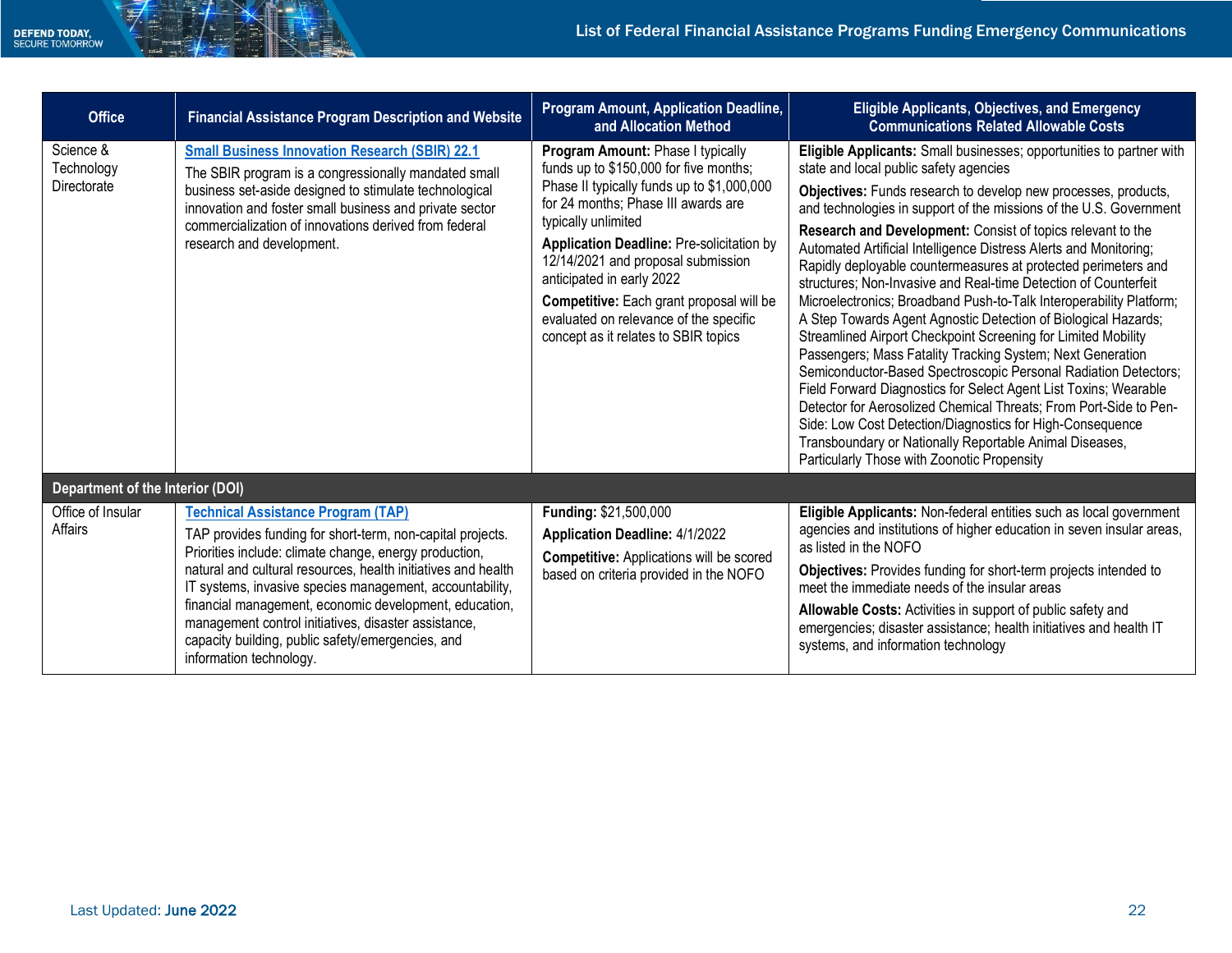| Office | Financial Assistance Program Description and Website | Program Amount, Application Deadline, and Allocation Method | Eligible Applicants, Objectives, and Emergency Communications Related Allowable Costs |
|---|---|---|---|
| Science & Technology Directorate | [Small Business Innovation Research (SBIR) 22.1](#) The SBIR program is a congressionally mandated small business set-aside designed to stimulate technological innovation and foster small business and private sector commercialization of innovations derived from federal research and development. | **Program Amount:** Phase I typically funds up to $150,000 for five months; Phase II typically funds up to $1,000,000 for 24 months; Phase III awards are typically unlimited **Application Deadline:** Pre-solicitation by 12/14/2021 and proposal submission anticipated in early 2022 **Competitive:** Each grant proposal will be evaluated on relevance of the specific concept as it relates to SBIR topics | **Eligible Applicants:** Small businesses; opportunities to partner with state and local public safety agencies **Objectives:** Funds research to develop new processes, products, and technologies in support of the missions of the U.S. Government **Research and Development:** Consist of topics relevant to the Automated Artificial Intelligence Distress Alerts and Monitoring; Rapidly deployable countermeasures at protected perimeters and structures; Non-Invasive and Real-time Detection of Counterfeit Microelectronics; Broadband Push-to-Talk Interoperability Platform; A Step Towards Agent Agnostic Detection of Biological Hazards; Streamlined Airport Checkpoint Screening for Limited Mobility Passengers; Mass Fatality Tracking System; Next Generation Semiconductor-Based Spectroscopic Personal Radiation Detectors; Field Forward Diagnostics for Select Agent List Toxins; Wearable Detector for Aerosolized Chemical Threats; From Port-Side to Pen-Side: Low Cost Detection/Diagnostics for High-Consequence Transboundary or Nationally Reportable Animal Diseases, Particularly Those with Zoonotic Propensity |
| **Department of the Interior (DOI)** | | | |
| Office of Insular Affairs | [Technical Assistance Program (TAP)](#) TAP provides funding for short-term, non-capital projects. Priorities include: climate change, energy production, natural and cultural resources, health initiatives and health IT systems, invasive species management, accountability, financial management, economic development, education, management control initiatives, disaster assistance, capacity building, public safety/emergencies, and information technology. | **Funding:** $21,500,000 **Application Deadline:** 4/1/2022 **Competitive:** Applications will be scored based on criteria provided in the NOFO | **Eligible Applicants:** Non-federal entities such as local government agencies and institutions of higher education in seven insular areas, as listed in the NOFO **Objectives:** Provides funding for short-term projects intended to meet the immediate needs of the insular areas **Allowable Costs:** Activities in support of public safety and emergencies; disaster assistance; health initiatives and health IT systems, and information technology |

Last Updated: June 2022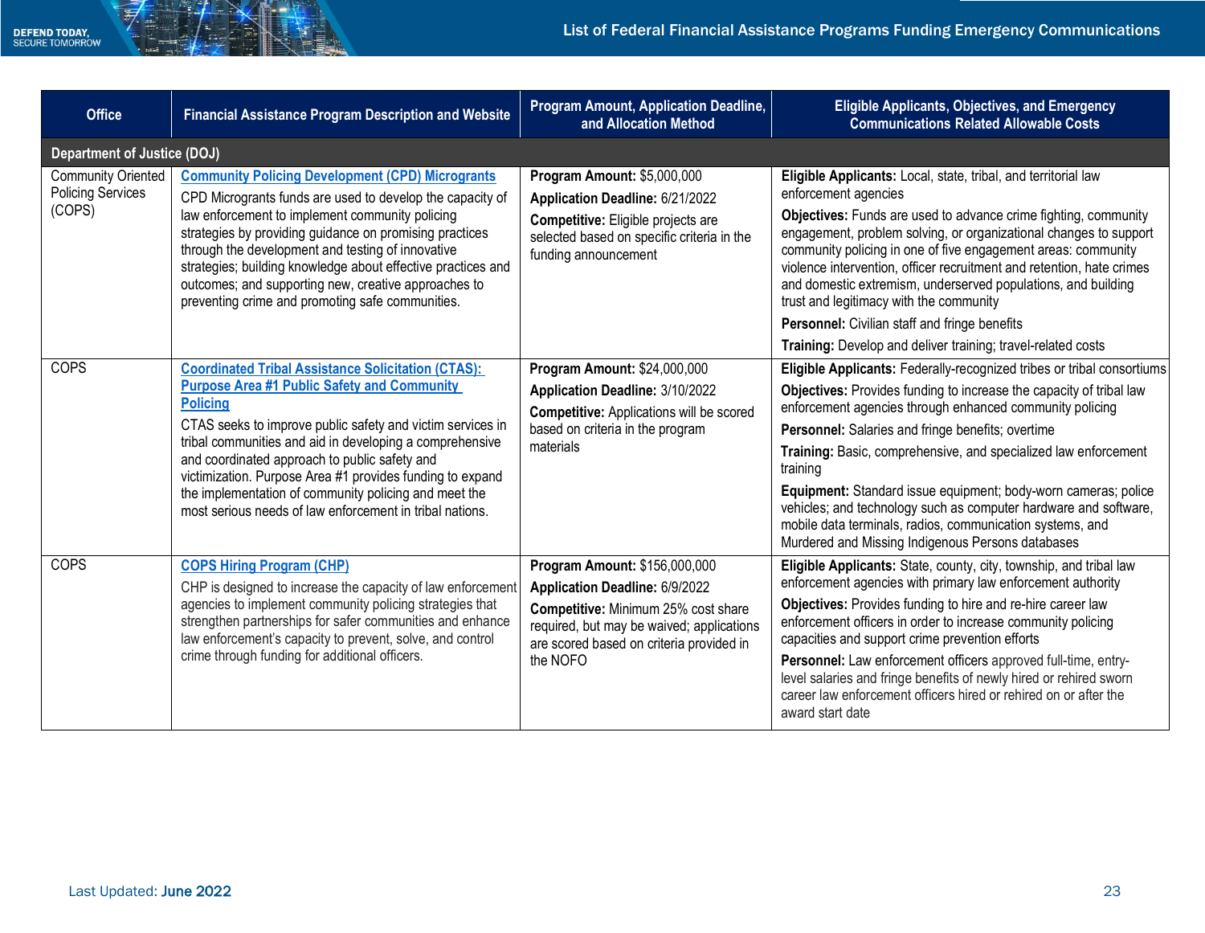| Office | Financial Assistance Program Description and Website | Program Amount, Application Deadline, and Allocation Method | Eligible Applicants, Objectives, and Emergency Communications Related Allowable Costs |
|---|---|---|---|
| **Department of Justice (DOJ)** | | | |
| Community Oriented Policing Services (COPS) | **Community Policing Development (CPD) Microgrants**<br>CPD Microgrants funds are used to develop the capacity of law enforcement to implement community policing strategies by providing guidance on promising practices through the development and testing of innovative strategies; building knowledge about effective practices and outcomes; and supporting new, creative approaches to preventing crime and promoting safe communities. | **Program Amount:** $5,000,000<br>**Application Deadline:** 6/21/2022<br>**Competitive:** Eligible projects are selected based on specific criteria in the funding announcement | **Eligible Applicants:** Local, state, tribal, and territorial law enforcement agencies<br>**Objectives:** Funds are used to advance crime fighting, community engagement, problem solving, or organizational changes to support community policing in one of five engagement areas: community violence intervention, officer recruitment and retention, hate crimes and domestic extremism, underserved populations, and building trust and legitimacy with the community<br>**Personnel:** Civilian staff and fringe benefits<br>**Training:** Develop and deliver training; travel-related costs |
| COPS | **Coordinated Tribal Assistance Solicitation (CTAS): Purpose Area #1 Public Safety and Community Policing**<br>CTAS seeks to improve public safety and victim services in tribal communities and aid in developing a comprehensive and coordinated approach to public safety and victimization. Purpose Area #1 provides funding to expand the implementation of community policing and meet the most serious needs of law enforcement in tribal nations. | **Program Amount:** $24,000,000<br>**Application Deadline:** 3/10/2022<br>**Competitive:** Applications will be scored based on criteria in the program materials | **Eligible Applicants:** Federally-recognized tribes or tribal consortiums<br>**Objectives:** Provides funding to increase the capacity of tribal law enforcement agencies through enhanced community policing<br>**Personnel:** Salaries and fringe benefits; overtime<br>**Training:** Basic, comprehensive, and specialized law enforcement training<br>**Equipment:** Standard issue equipment; body-worn cameras; police vehicles; and technology such as computer hardware and software, mobile data terminals, radios, communication systems, and Murdered and Missing Indigenous Persons databases |
| COPS | **COPS Hiring Program (CHP)**<br>CHP is designed to increase the capacity of law enforcement agencies to implement community policing strategies that strengthen partnerships for safer communities and enhance law enforcement's capacity to prevent, solve, and control crime through funding for additional officers. | **Program Amount:** $156,000,000<br>**Application Deadline:** 6/9/2022<br>**Competitive:** Minimum 25% cost share required, but may be waived; applications are scored based on criteria provided in the NOFO | **Eligible Applicants:** State, county, city, township, and tribal law enforcement agencies with primary law enforcement authority<br>**Objectives:** Provides funding to hire and re-hire career law enforcement officers in order to increase community policing capacities and support crime prevention efforts<br>**Personnel:** Law enforcement officers approved full-time, entry-level salaries and fringe benefits of newly hired or rehired sworn career law enforcement officers hired or rehired on or after the award start date |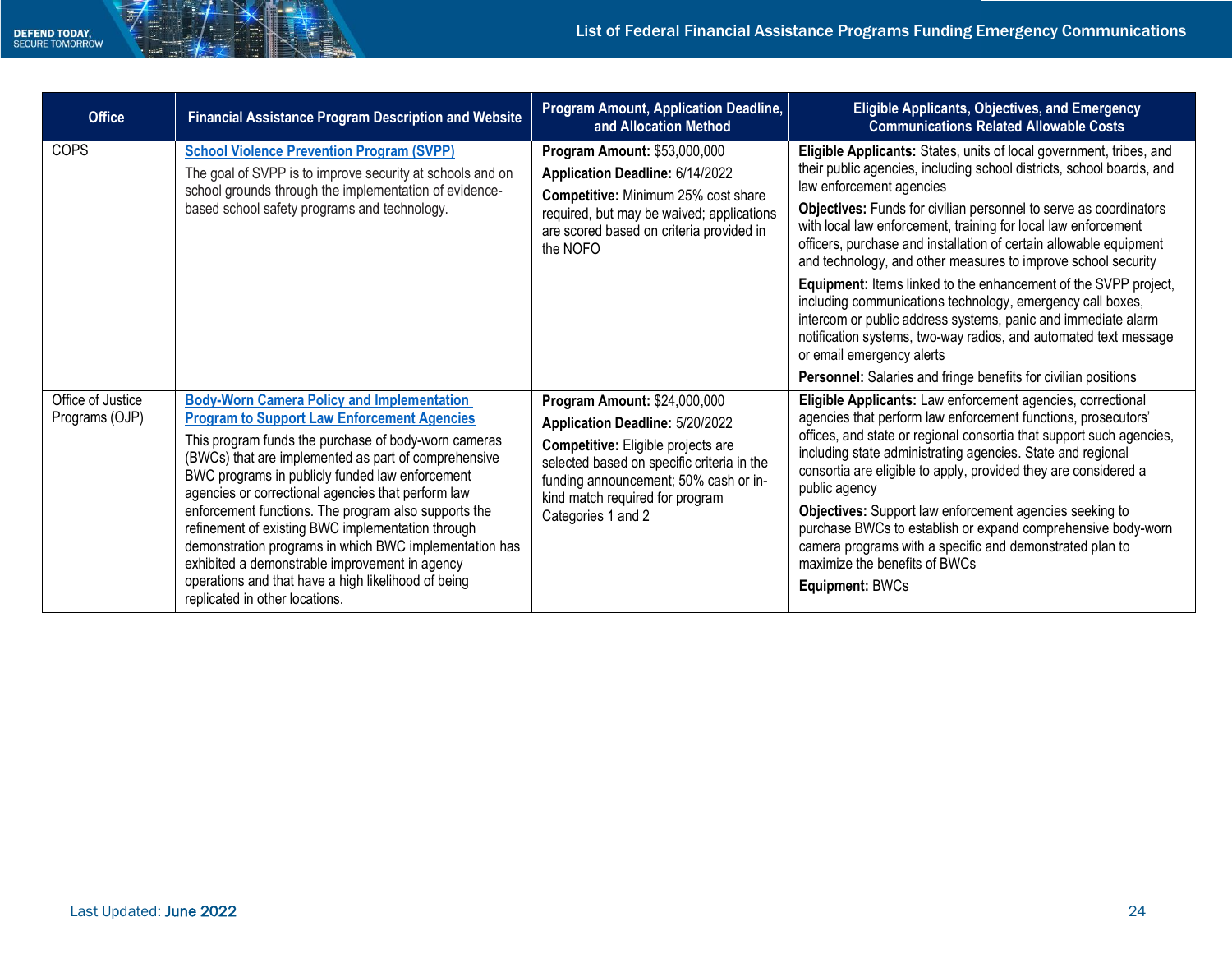| Office | Financial Assistance Program Description and Website | Program Amount, Application Deadline, and Allocation Method | Eligible Applicants, Objectives, and Emergency Communications Related Allowable Costs |
|---|---|---|---|
| COPS | **School Violence Prevention Program (SVPP)**<br>The goal of SVPP is to improve security at schools and on school grounds through the implementation of evidence-based school safety programs and technology. | **Program Amount:** $53,000,000<br>**Application Deadline:** 6/14/2022<br>**Competitive:** Minimum 25% cost share required, but may be waived; applications are scored based on criteria provided in the NOFO | **Eligible Applicants:** States, units of local government, tribes, and their public agencies, including school districts, school boards, and law enforcement agencies<br>**Objectives:** Funds for civilian personnel to serve as coordinators with local law enforcement, training for local law enforcement officers, purchase and installation of certain allowable equipment and technology, and other measures to improve school security<br>**Equipment:** Items linked to the enhancement of the SVPP project, including communications technology, emergency call boxes, intercom or public address systems, panic and immediate alarm notification systems, two-way radios, and automated text message or email emergency alerts<br>**Personnel:** Salaries and fringe benefits for civilian positions |
| Office of Justice Programs (OJP) | **Body-Worn Camera Policy and Implementation Program to Support Law Enforcement Agencies**<br>This program funds the purchase of body-worn cameras (BWCs) that are implemented as part of comprehensive BWC programs in publicly funded law enforcement agencies or correctional agencies that perform law enforcement functions. The program also supports the refinement of existing BWC implementation through demonstration programs in which BWC implementation has exhibited a demonstrable improvement in agency operations and that have a high likelihood of being replicated in other locations. | **Program Amount:** $24,000,000<br>**Application Deadline:** 5/20/2022<br>**Competitive:** Eligible projects are selected based on specific criteria in the funding announcement; 50% cash or in-kind match required for program Categories 1 and 2 | **Eligible Applicants:** Law enforcement agencies, correctional agencies that perform law enforcement functions, prosecutors' offices, and state or regional consortia that support such agencies, including state administrating agencies. State and regional consortia are eligible to apply, provided they are considered a public agency<br>**Objectives:** Support law enforcement agencies seeking to purchase BWCs to establish or expand comprehensive body-worn camera programs with a specific and demonstrated plan to maximize the benefits of BWCs<br>**Equipment:** BWCs |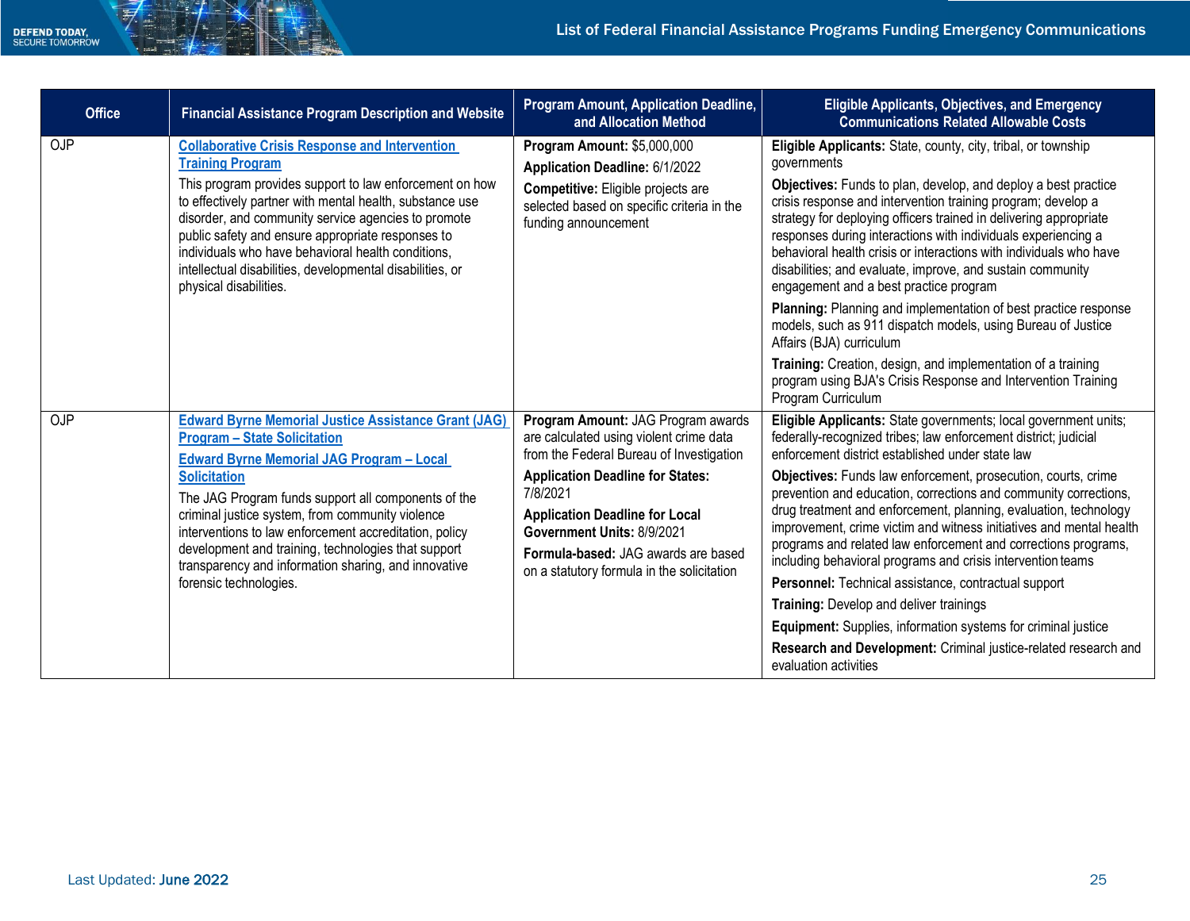| Office | Financial Assistance Program Description and Website | Program Amount, Application Deadline, and Allocation Method | Eligible Applicants, Objectives, and Emergency Communications Related Allowable Costs |
|---|---|---|---|
| OJP | **Collaborative Crisis Response and Intervention Training Program**<br><br>This program provides support to law enforcement on how to effectively partner with mental health, substance use disorder, and community service agencies to promote public safety and ensure appropriate responses to individuals who have behavioral health conditions, intellectual disabilities, developmental disabilities, or physical disabilities. | **Program Amount:** $5,000,000<br><br>**Application Deadline:** 6/1/2022<br><br>**Competitive:** Eligible projects are selected based on specific criteria in the funding announcement | **Eligible Applicants:** State, county, city, tribal, or township governments<br><br>**Objectives:** Funds to plan, develop, and deploy a best practice crisis response and intervention training program; develop a strategy for deploying officers trained in delivering appropriate responses during interactions with individuals experiencing a behavioral health crisis or interactions with individuals who have disabilities; and evaluate, improve, and sustain community engagement and a best practice program<br><br>**Planning:** Planning and implementation of best practice response models, such as 911 dispatch models, using Bureau of Justice Affairs (BJA) curriculum<br><br>**Training:** Creation, design, and implementation of a training program using BJA's Crisis Response and Intervention Training Program Curriculum |
| OJP | **Edward Byrne Memorial Justice Assistance Grant (JAG) Program – State Solicitation**<br><br>**Edward Byrne Memorial JAG Program – Local Solicitation**<br><br>The JAG Program funds support all components of the criminal justice system, from community violence interventions to law enforcement accreditation, policy development and training, technologies that support transparency and information sharing, and innovative forensic technologies. | **Program Amount:** JAG Program awards are calculated using violent crime data from the Federal Bureau of Investigation<br><br>**Application Deadline for States:** 7/8/2021<br><br>**Application Deadline for Local Government Units:** 8/9/2021<br><br>**Formula-based:** JAG awards are based on a statutory formula in the solicitation | **Eligible Applicants:** State governments; local government units; federally-recognized tribes; law enforcement district; judicial enforcement district established under state law<br><br>**Objectives:** Funds law enforcement, prosecution, courts, crime prevention and education, corrections and community corrections, drug treatment and enforcement, planning, evaluation, technology improvement, crime victim and witness initiatives and mental health programs and related law enforcement and corrections programs, including behavioral programs and crisis intervention teams<br><br>**Personnel:** Technical assistance, contractual support<br><br>**Training:** Develop and deliver trainings<br><br>**Equipment:** Supplies, information systems for criminal justice<br><br>**Research and Development:** Criminal justice-related research and evaluation activities |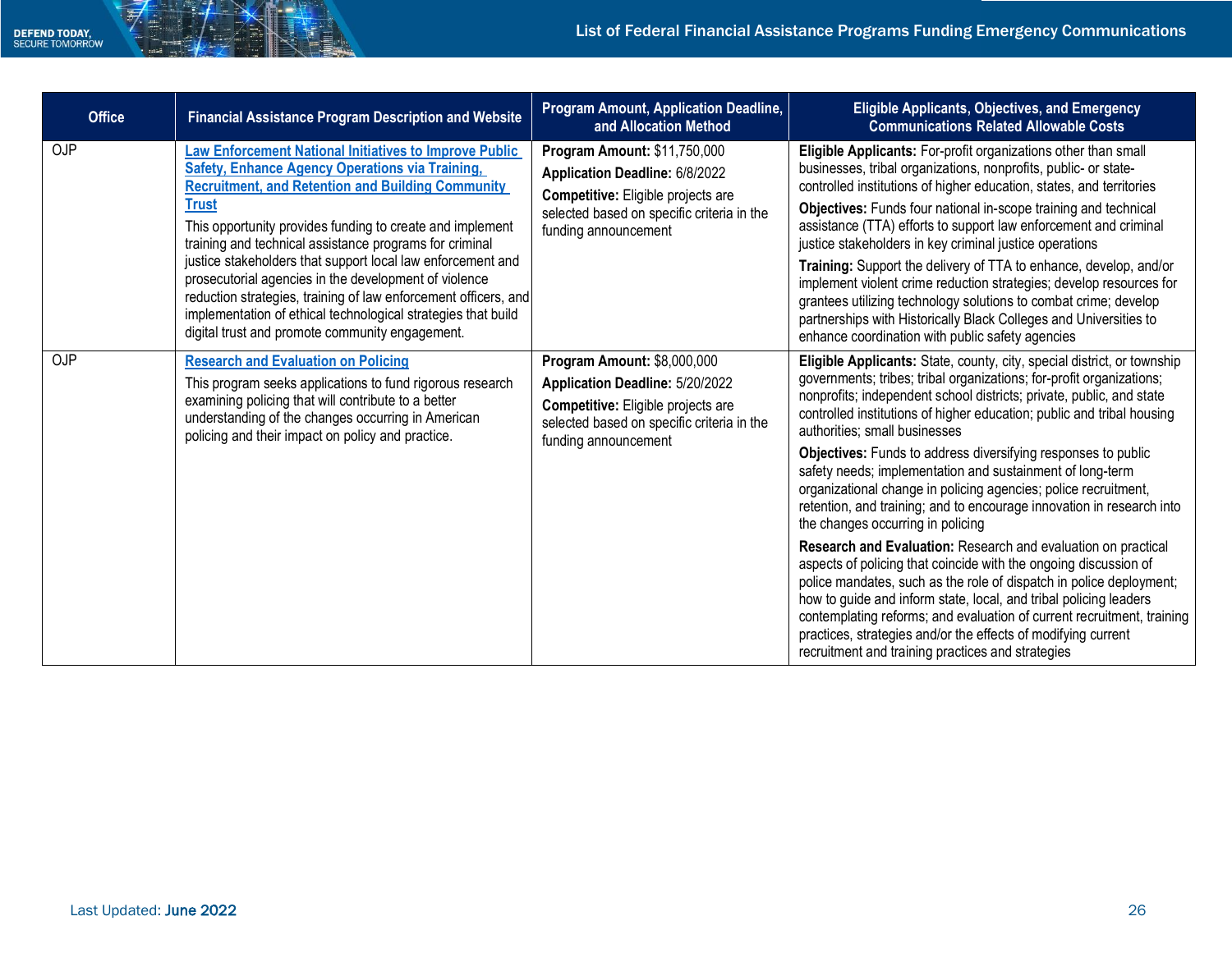| Office | Financial Assistance Program Description and Website | Program Amount, Application Deadline, and Allocation Method | Eligible Applicants, Objectives, and Emergency Communications Related Allowable Costs |
|---|---|---|---|
| OJP | **Law Enforcement National Initiatives to Improve Public Safety, Enhance Agency Operations via Training, Recruitment, and Retention and Building Community Trust**<br>This opportunity provides funding to create and implement training and technical assistance programs for criminal justice stakeholders that support local law enforcement and prosecutorial agencies in the development of violence reduction strategies, training of law enforcement officers, and implementation of ethical technological strategies that build digital trust and promote community engagement. | **Program Amount:** $11,750,000<br>**Application Deadline:** 6/8/2022<br>**Competitive:** Eligible projects are selected based on specific criteria in the funding announcement | **Eligible Applicants:** For-profit organizations other than small businesses, tribal organizations, nonprofits, public- or state-controlled institutions of higher education, states, and territories<br>**Objectives:** Funds four national in-scope training and technical assistance (TTA) efforts to support law enforcement and criminal justice stakeholders in key criminal justice operations<br>**Training:** Support the delivery of TTA to enhance, develop, and/or implement violent crime reduction strategies; develop resources for grantees utilizing technology solutions to combat crime; develop partnerships with Historically Black Colleges and Universities to enhance coordination with public safety agencies |
| OJP | **Research and Evaluation on Policing**<br>This program seeks applications to fund rigorous research examining policing that will contribute to a better understanding of the changes occurring in American policing and their impact on policy and practice. | **Program Amount:** $8,000,000<br>**Application Deadline:** 5/20/2022<br>**Competitive:** Eligible projects are selected based on specific criteria in the funding announcement | **Eligible Applicants:** State, county, city, special district, or township governments; tribes; tribal organizations; for-profit organizations; nonprofits; independent school districts; private, public, and state controlled institutions of higher education; public and tribal housing authorities; small businesses<br>**Objectives:** Funds to address diversifying responses to public safety needs; implementation and sustainment of long-term organizational change in policing agencies; police recruitment, retention, and training; and to encourage innovation in research into the changes occurring in policing<br>**Research and Evaluation:** Research and evaluation on practical aspects of policing that coincide with the ongoing discussion of police mandates, such as the role of dispatch in police deployment; how to guide and inform state, local, and tribal policing leaders contemplating reforms; and evaluation of current recruitment, training practices, strategies and/or the effects of modifying current recruitment and training practices and strategies |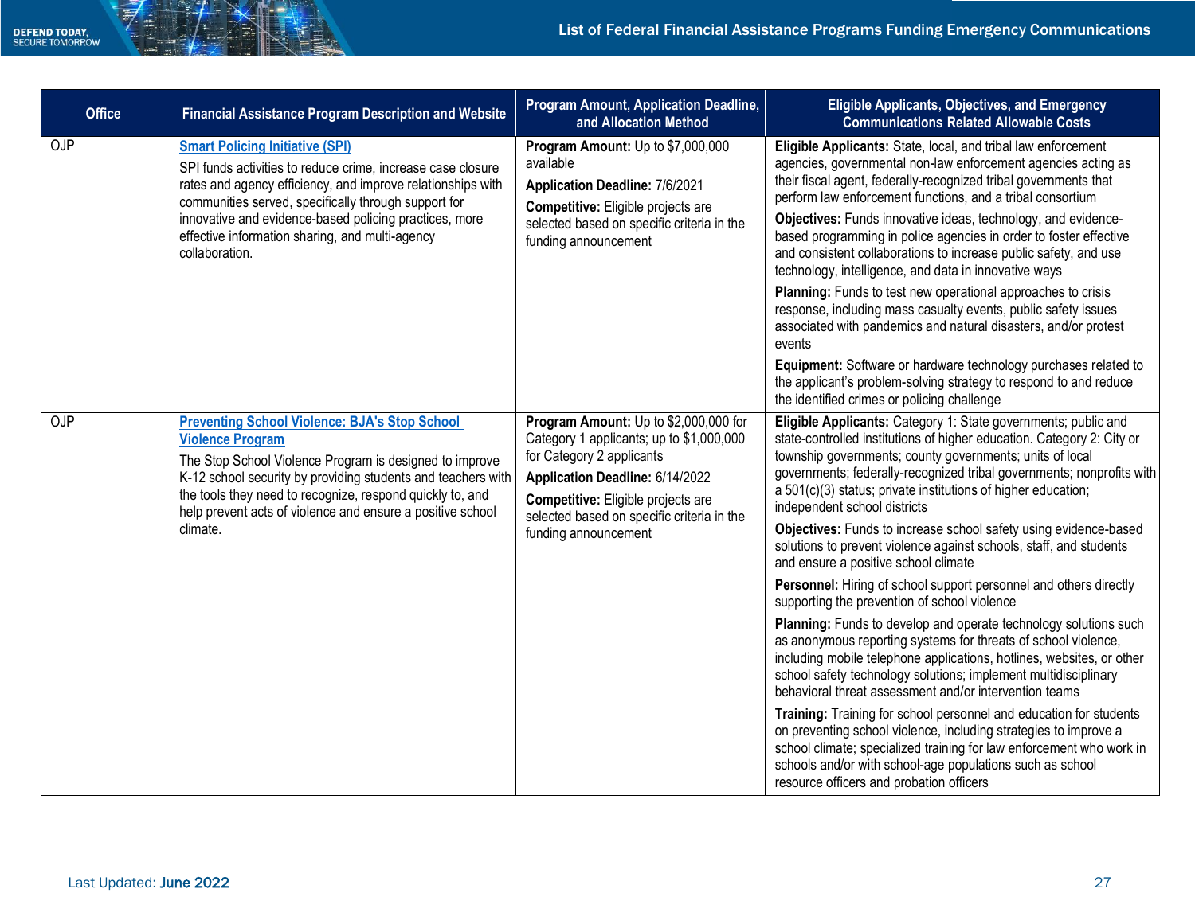| Office | Financial Assistance Program Description and Website | Program Amount, Application Deadline, and Allocation Method | Eligible Applicants, Objectives, and Emergency Communications Related Allowable Costs |
|---|---|---|---|
| OJP | **Smart Policing Initiative (SPI)**<br>SPI funds activities to reduce crime, increase case closure rates and agency efficiency, and improve relationships with communities served, specifically through support for innovative and evidence-based policing practices, more effective information sharing, and multi-agency collaboration. | **Program Amount:** Up to $7,000,000 available<br>**Application Deadline:** 7/6/2021<br>**Competitive:** Eligible projects are selected based on specific criteria in the funding announcement | **Eligible Applicants:** State, local, and tribal law enforcement agencies, governmental non-law enforcement agencies acting as their fiscal agent, federally-recognized tribal governments that perform law enforcement functions, and a tribal consortium<br>**Objectives:** Funds innovative ideas, technology, and evidence-based programming in police agencies in order to foster effective and consistent collaborations to increase public safety, and use technology, intelligence, and data in innovative ways<br>**Planning:** Funds to test new operational approaches to crisis response, including mass casualty events, public safety issues associated with pandemics and natural disasters, and/or protest events<br>**Equipment:** Software or hardware technology purchases related to the applicant's problem-solving strategy to respond to and reduce the identified crimes or policing challenge |
| OJP | **Preventing School Violence: BJA's Stop School Violence Program**<br>The Stop School Violence Program is designed to improve K-12 school security by providing students and teachers with the tools they need to recognize, respond quickly to, and help prevent acts of violence and ensure a positive school climate. | **Program Amount:** Up to $2,000,000 for Category 1 applicants; up to $1,000,000 for Category 2 applicants<br>**Application Deadline:** 6/14/2022<br>**Competitive:** Eligible projects are selected based on specific criteria in the funding announcement | **Eligible Applicants:** Category 1: State governments; public and state-controlled institutions of higher education. Category 2: City or township governments; county governments; units of local governments; federally-recognized tribal governments; nonprofits with a 501(c)(3) status; private institutions of higher education; independent school districts<br>**Objectives:** Funds to increase school safety using evidence-based solutions to prevent violence against schools, staff, and students and ensure a positive school climate<br>**Personnel:** Hiring of school support personnel and others directly supporting the prevention of school violence<br>**Planning:** Funds to develop and operate technology solutions such as anonymous reporting systems for threats of school violence, including mobile telephone applications, hotlines, websites, or other school safety technology solutions; implement multidisciplinary behavioral threat assessment and/or intervention teams<br>**Training:** Training for school personnel and education for students on preventing school violence, including strategies to improve a school climate; specialized training for law enforcement who work in schools and/or with school-age populations such as school resource officers and probation officers |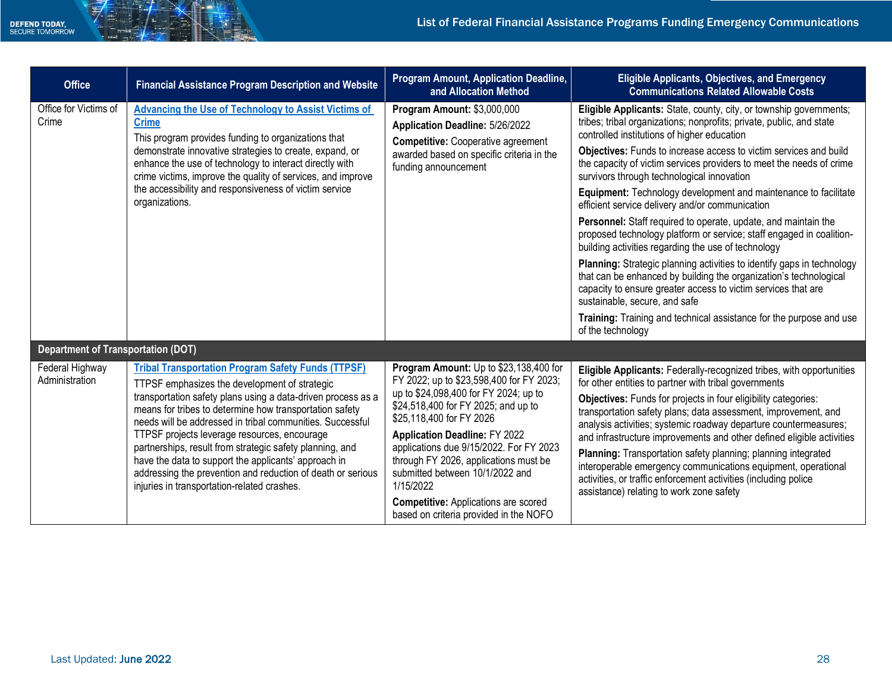| Office | Financial Assistance Program Description and Website | Program Amount, Application Deadline, and Allocation Method | Eligible Applicants, Objectives, and Emergency Communications Related Allowable Costs |
|---|---|---|---|
| Office for Victims of Crime | **Advancing the Use of Technology to Assist Victims of Crime**<br>This program provides funding to organizations that demonstrate innovative strategies to create, expand, or enhance the use of technology to interact directly with crime victims, improve the quality of services, and improve the accessibility and responsiveness of victim service organizations. | **Program Amount:** $3,000,000<br>**Application Deadline:** 5/26/2022<br>**Competitive:** Cooperative agreement awarded based on specific criteria in the funding announcement | **Eligible Applicants:** State, county, city, or township governments; tribes; tribal organizations; nonprofits; private, public, and state controlled institutions of higher education<br>**Objectives:** Funds to increase access to victim services and build the capacity of victim services providers to meet the needs of crime survivors through technological innovation<br>**Equipment:** Technology development and maintenance to facilitate efficient service delivery and/or communication<br>**Personnel:** Staff required to operate, update, and maintain the proposed technology platform or service; staff engaged in coalition-building activities regarding the use of technology<br>**Planning:** Strategic planning activities to identify gaps in technology that can be enhanced by building the organization's technological capacity to ensure greater access to victim services that are sustainable, secure, and safe<br>**Training:** Training and technical assistance for the purpose and use of the technology |
| **Department of Transportation (DOT)** | | | |
| Federal Highway Administration | **Tribal Transportation Program Safety Funds (TTPSF)**<br>TTPSF emphasizes the development of strategic transportation safety plans using a data-driven process as a means for tribes to determine how transportation safety needs will be addressed in tribal communities. Successful TTPSF projects leverage resources, encourage partnerships, result from strategic safety planning, and have the data to support the applicants' approach in addressing the prevention and reduction of death or serious injuries in transportation-related crashes. | **Program Amount:** Up to $23,138,400 for FY 2022; up to $23,598,400 for FY 2023; up to $24,098,400 for FY 2024; up to $24,518,400 for FY 2025; and up to $25,118,400 for FY 2026<br>**Application Deadline:** FY 2022 applications due 9/15/2022. For FY 2023 through FY 2026, applications must be submitted between 10/1/2022 and 1/15/2022<br>**Competitive:** Applications are scored based on criteria provided in the NOFO | **Eligible Applicants:** Federally-recognized tribes, with opportunities for other entities to partner with tribal governments<br>**Objectives:** Funds for projects in four eligibility categories: transportation safety plans; data assessment, improvement, and analysis activities; systemic roadway departure countermeasures; and infrastructure improvements and other defined eligible activities<br>**Planning:** Transportation safety planning; planning integrated interoperable emergency communications equipment, operational activities, or traffic enforcement activities (including police assistance) relating to work zone safety |

Last Updated: June 2022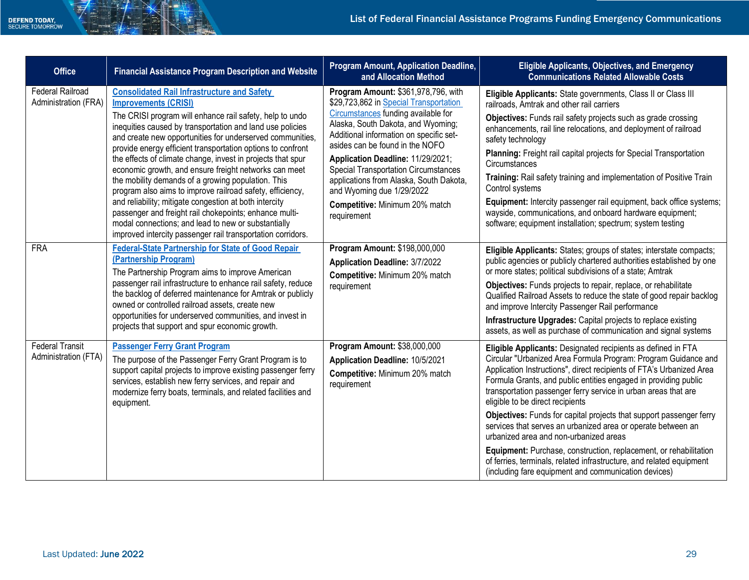| Office | Financial Assistance Program Description and Website | Program Amount, Application Deadline, and Allocation Method | Eligible Applicants, Objectives, and Emergency Communications Related Allowable Costs |
|---|---|---|---|
| Federal Railroad Administration (FRA) | **Consolidated Rail Infrastructure and Safety Improvements (CRISI)** The CRISI program will enhance rail safety, help to undo inequities caused by transportation and land use policies and create new opportunities for underserved communities, provide energy efficient transportation options to confront the effects of climate change, invest in projects that spur economic growth, and ensure freight networks can meet the mobility demands of a growing population. This program also aims to improve railroad safety, efficiency, and reliability; mitigate congestion at both intercity passenger and freight rail chokepoints; enhance multi-modal connections; and lead to new or substantially improved intercity passenger rail transportation corridors. | **Program Amount:** $361,978,796, with $29,723,862 in Special Transportation Circumstances funding available for Alaska, South Dakota, and Wyoming; Additional information on specific set-asides can be found in the NOFO **Application Deadline:** 11/29/2021; Special Transportation Circumstances applications from Alaska, South Dakota, and Wyoming due 1/29/2022 **Competitive:** Minimum 20% match requirement | **Eligible Applicants:** State governments, Class II or Class III railroads, Amtrak and other rail carriers **Objectives:** Funds rail safety projects such as grade crossing enhancements, rail line relocations, and deployment of railroad safety technology **Planning:** Freight rail capital projects for Special Transportation Circumstances **Training:** Rail safety training and implementation of Positive Train Control systems **Equipment:** Intercity passenger rail equipment, back office systems; wayside, communications, and onboard hardware equipment; software; equipment installation; spectrum; system testing |
| FRA | **Federal-State Partnership for State of Good Repair (Partnership Program)** The Partnership Program aims to improve American passenger rail infrastructure to enhance rail safety, reduce the backlog of deferred maintenance for Amtrak or publicly owned or controlled railroad assets, create new opportunities for underserved communities, and invest in projects that support and spur economic growth. | **Program Amount:** $198,000,000 **Application Deadline:** 3/7/2022 **Competitive:** Minimum 20% match requirement | **Eligible Applicants:** States; groups of states; interstate compacts; public agencies or publicly chartered authorities established by one or more states; political subdivisions of a state; Amtrak **Objectives:** Funds projects to repair, replace, or rehabilitate Qualified Railroad Assets to reduce the state of good repair backlog and improve Intercity Passenger Rail performance **Infrastructure Upgrades:** Capital projects to replace existing assets, as well as purchase of communication and signal systems |
| Federal Transit Administration (FTA) | **Passenger Ferry Grant Program** The purpose of the Passenger Ferry Grant Program is to support capital projects to improve existing passenger ferry services, establish new ferry services, and repair and modernize ferry boats, terminals, and related facilities and equipment. | **Program Amount:** $38,000,000 **Application Deadline:** 10/5/2021 **Competitive:** Minimum 20% match requirement | **Eligible Applicants:** Designated recipients as defined in FTA Circular "Urbanized Area Formula Program: Program Guidance and Application Instructions", direct recipients of FTA's Urbanized Area Formula Grants, and public entities engaged in providing public transportation passenger ferry service in urban areas that are eligible to be direct recipients **Objectives:** Funds for capital projects that support passenger ferry services that serves an urbanized area or operate between an urbanized area and non-urbanized areas **Equipment:** Purchase, construction, replacement, or rehabilitation of ferries, terminals, related infrastructure, and related equipment (including fare equipment and communication devices) |

Last Updated: June 2022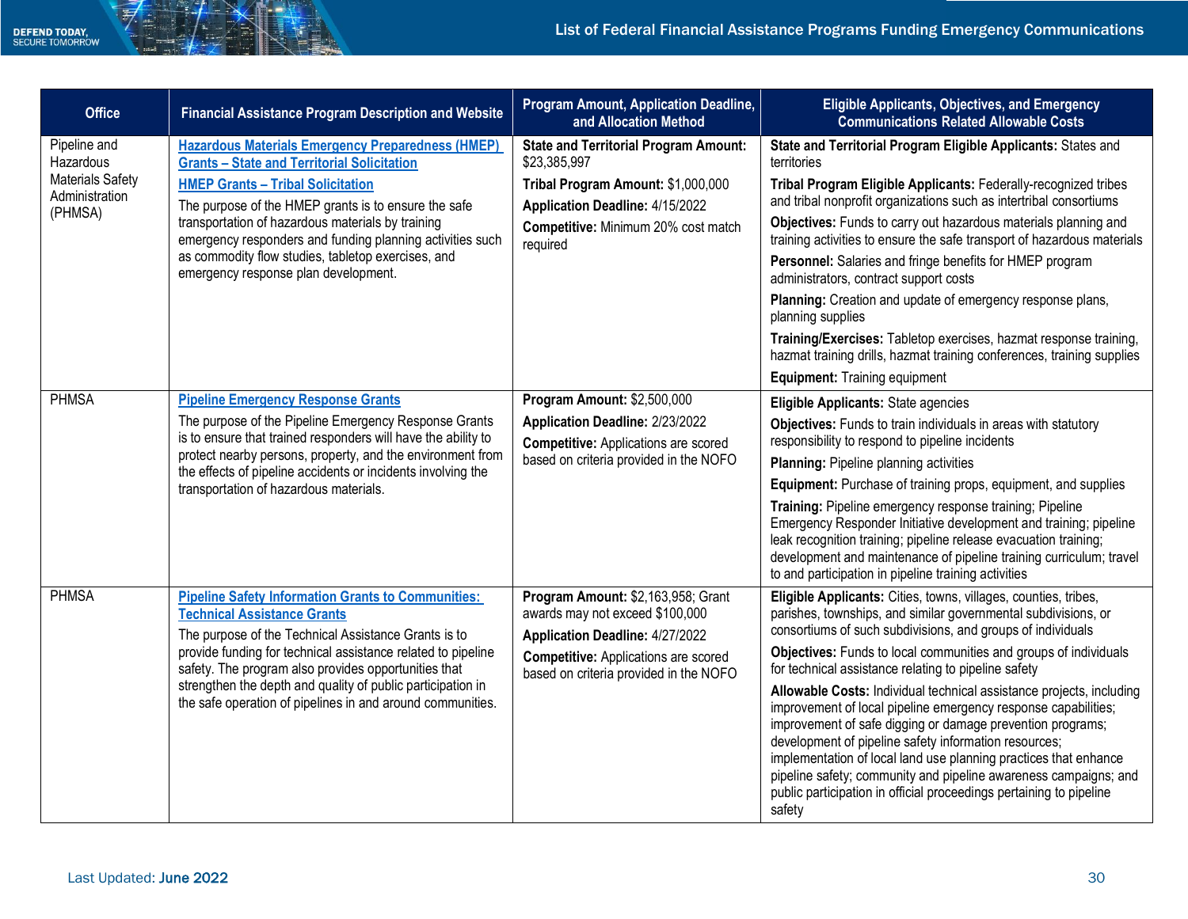| Office | Financial Assistance Program Description and Website | Program Amount, Application Deadline, and Allocation Method | Eligible Applicants, Objectives, and Emergency Communications Related Allowable Costs |
|---|---|---|---|
| Pipeline and Hazardous Materials Safety Administration (PHMSA) | Hazardous Materials Emergency Preparedness (HMEP) Grants – State and Territorial Solicitation<br><br>HMEP Grants – Tribal Solicitation<br><br>The purpose of the HMEP grants is to ensure the safe transportation of hazardous materials by training emergency responders and funding planning activities such as commodity flow studies, tabletop exercises, and emergency response plan development. | **State and Territorial Program Amount:** $23,385,997<br><br>**Tribal Program Amount:** $1,000,000<br><br>**Application Deadline:** 4/15/2022<br><br>**Competitive:** Minimum 20% cost match required | **State and Territorial Program Eligible Applicants:** States and territories<br><br>**Tribal Program Eligible Applicants:** Federally-recognized tribes and tribal nonprofit organizations such as intertribal consortiums<br><br>**Objectives:** Funds to carry out hazardous materials planning and training activities to ensure the safe transport of hazardous materials<br><br>**Personnel:** Salaries and fringe benefits for HMEP program administrators, contract support costs<br><br>**Planning:** Creation and update of emergency response plans, planning supplies<br><br>**Training/Exercises:** Tabletop exercises, hazmat response training, hazmat training drills, hazmat training conferences, training supplies<br><br>**Equipment:** Training equipment |
| PHMSA | Pipeline Emergency Response Grants<br><br>The purpose of the Pipeline Emergency Response Grants is to ensure that trained responders will have the ability to protect nearby persons, property, and the environment from the effects of pipeline accidents or incidents involving the transportation of hazardous materials. | **Program Amount:** $2,500,000<br><br>**Application Deadline:** 2/23/2022<br><br>**Competitive:** Applications are scored based on criteria provided in the NOFO | **Eligible Applicants:** State agencies<br><br>**Objectives:** Funds to train individuals in areas with statutory responsibility to respond to pipeline incidents<br><br>**Planning:** Pipeline planning activities<br><br>**Equipment:** Purchase of training props, equipment, and supplies<br><br>**Training:** Pipeline emergency response training; Pipeline Emergency Responder Initiative development and training; pipeline leak recognition training; pipeline release evacuation training; development and maintenance of pipeline training curriculum; travel to and participation in pipeline training activities |
| PHMSA | Pipeline Safety Information Grants to Communities: Technical Assistance Grants<br><br>The purpose of the Technical Assistance Grants is to provide funding for technical assistance related to pipeline safety. The program also provides opportunities that strengthen the depth and quality of public participation in the safe operation of pipelines in and around communities. | **Program Amount:** $2,163,958; Grant awards may not exceed $100,000<br><br>**Application Deadline:** 4/27/2022<br><br>**Competitive:** Applications are scored based on criteria provided in the NOFO | **Eligible Applicants:** Cities, towns, villages, counties, tribes, parishes, townships, and similar governmental subdivisions, or consortiums of such subdivisions, and groups of individuals<br><br>**Objectives:** Funds to local communities and groups of individuals for technical assistance relating to pipeline safety<br><br>**Allowable Costs:** Individual technical assistance projects, including improvement of local pipeline emergency response capabilities; improvement of safe digging or damage prevention programs; development of pipeline safety information resources; implementation of local land use planning practices that enhance pipeline safety; community and pipeline awareness campaigns; and public participation in official proceedings pertaining to pipeline safety |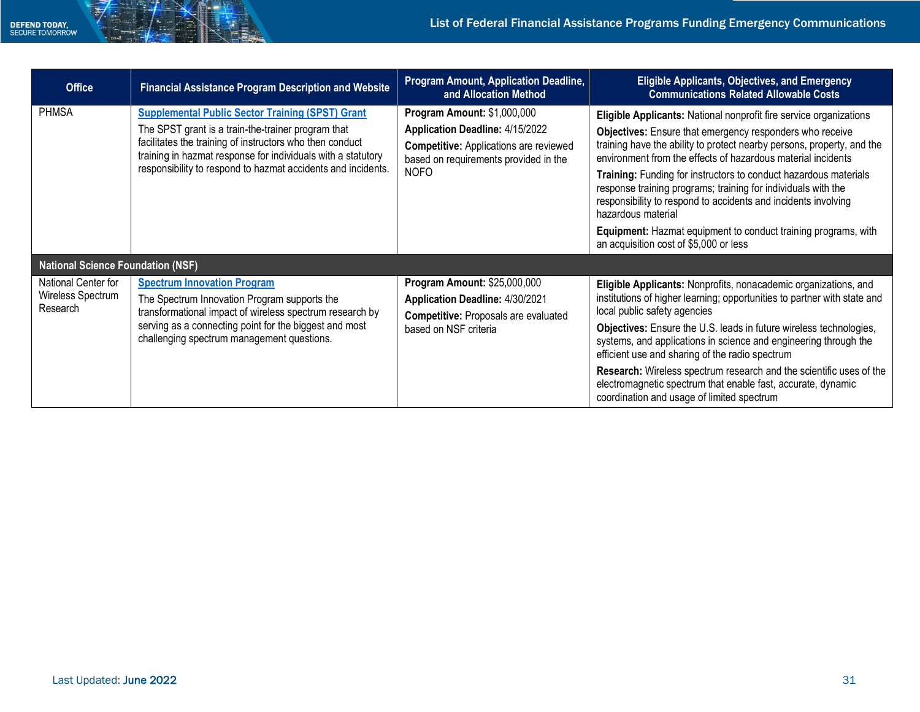| Office | Financial Assistance Program Description and Website | Program Amount, Application Deadline, and Allocation Method | Eligible Applicants, Objectives, and Emergency Communications Related Allowable Costs |
|---|---|---|---|
| PHMSA | **Supplemental Public Sector Training (SPST) Grant**<br>The SPST grant is a train-the-trainer program that facilitates the training of instructors who then conduct training in hazmat response for individuals with a statutory responsibility to respond to hazmat accidents and incidents. | **Program Amount:** $1,000,000<br>**Application Deadline:** 4/15/2022<br>**Competitive:** Applications are reviewed based on requirements provided in the NOFO | **Eligible Applicants:** National nonprofit fire service organizations<br>**Objectives:** Ensure that emergency responders who receive training have the ability to protect nearby persons, property, and the environment from the effects of hazardous material incidents<br>**Training:** Funding for instructors to conduct hazardous materials response training programs; training for individuals with the responsibility to respond to accidents and incidents involving hazardous material<br>**Equipment:** Hazmat equipment to conduct training programs, with an acquisition cost of $5,000 or less |
| **National Science Foundation (NSF)** | | | |
| National Center for Wireless Spectrum Research | **Spectrum Innovation Program**<br>The Spectrum Innovation Program supports the transformational impact of wireless spectrum research by serving as a connecting point for the biggest and most challenging spectrum management questions. | **Program Amount:** $25,000,000<br>**Application Deadline:** 4/30/2021<br>**Competitive:** Proposals are evaluated based on NSF criteria | **Eligible Applicants:** Nonprofits, nonacademic organizations, and institutions of higher learning; opportunities to partner with state and local public safety agencies<br>**Objectives:** Ensure the U.S. leads in future wireless technologies, systems, and applications in science and engineering through the efficient use and sharing of the radio spectrum<br>**Research:** Wireless spectrum research and the scientific uses of the electromagnetic spectrum that enable fast, accurate, dynamic coordination and usage of limited spectrum |

Last Updated: June 2022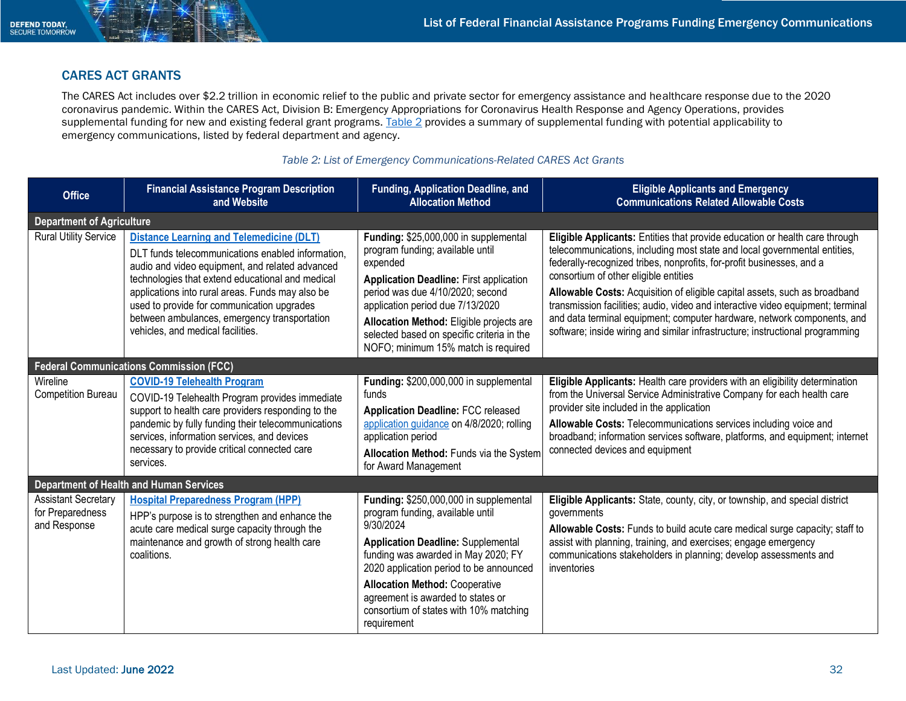## CARES ACT GRANTS

The CARES Act includes over $2.2 trillion in economic relief to the public and private sector for emergency assistance and healthcare response due to the 2020 coronavirus pandemic. Within the CARES Act, Division B: Emergency Appropriations for Coronavirus Health Response and Agency Operations, provides supplemental funding for new and existing federal grant programs. Table 2 provides a summary of supplemental funding with potential applicability to emergency communications, listed by federal department and agency.

*Table 2: List of Emergency Communications-Related CARES Act Grants*

| Office | Financial Assistance Program Description and Website | Funding, Application Deadline, and Allocation Method | Eligible Applicants and Emergency Communications Related Allowable Costs |
|---|---|---|---|
| **Department of Agriculture** | | | |
| Rural Utility Service | **Distance Learning and Telemedicine (DLT)**<br>DLT funds telecommunications enabled information, audio and video equipment, and related advanced technologies that extend educational and medical applications into rural areas. Funds may also be used to provide for communication upgrades between ambulances, emergency transportation vehicles, and medical facilities. | **Funding:** $25,000,000 in supplemental program funding; available until expended<br>**Application Deadline:** First application period was due 4/10/2020; second application period due 7/13/2020<br>**Allocation Method:** Eligible projects are selected based on specific criteria in the NOFO; minimum 15% match is required | **Eligible Applicants:** Entities that provide education or health care through telecommunications, including most state and local governmental entities, federally-recognized tribes, nonprofits, for-profit businesses, and a consortium of other eligible entities<br>**Allowable Costs:** Acquisition of eligible capital assets, such as broadband transmission facilities; audio, video and interactive video equipment; terminal and data terminal equipment; computer hardware, network components, and software; inside wiring and similar infrastructure; instructional programming |
| **Federal Communications Commission (FCC)** | | | |
| Wireline Competition Bureau | **COVID-19 Telehealth Program**<br>COVID-19 Telehealth Program provides immediate support to health care providers responding to the pandemic by fully funding their telecommunications services, information services, and devices necessary to provide critical connected care services. | **Funding:** $200,000,000 in supplemental funds<br>**Application Deadline:** FCC released application guidance on 4/8/2020; rolling application period<br>**Allocation Method:** Funds via the System for Award Management | **Eligible Applicants:** Health care providers with an eligibility determination from the Universal Service Administrative Company for each health care provider site included in the application<br>**Allowable Costs:** Telecommunications services including voice and broadband; information services software, platforms, and equipment; internet connected devices and equipment |
| **Department of Health and Human Services** | | | |
| Assistant Secretary for Preparedness and Response | **Hospital Preparedness Program (HPP)**<br>HPP's purpose is to strengthen and enhance the acute care medical surge capacity through the maintenance and growth of strong health care coalitions. | **Funding:** $250,000,000 in supplemental program funding, available until 9/30/2024<br>**Application Deadline:** Supplemental funding was awarded in May 2020; FY 2020 application period to be announced<br>**Allocation Method:** Cooperative agreement is awarded to states or consortium of states with 10% matching requirement | **Eligible Applicants:** State, county, city, or township, and special district governments<br>**Allowable Costs:** Funds to build acute care medical surge capacity; staff to assist with planning, training, and exercises; engage emergency communications stakeholders in planning; develop assessments and inventories |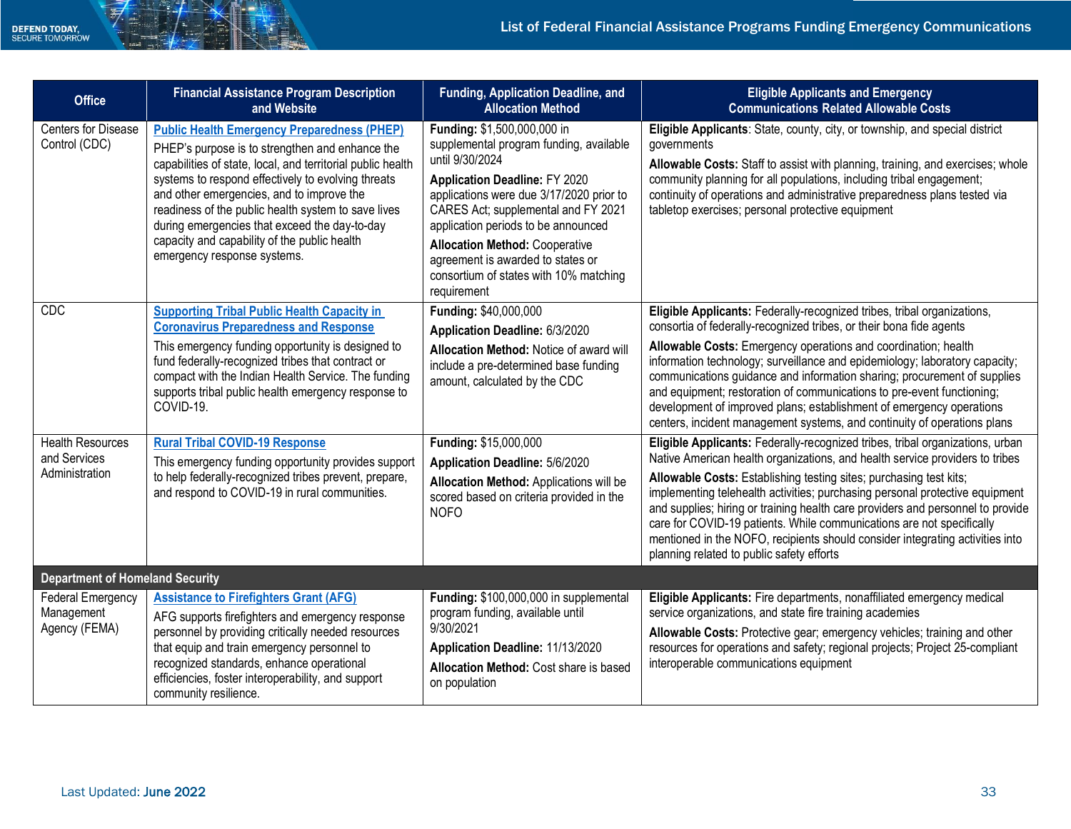| Office | Financial Assistance Program Description and Website | Funding, Application Deadline, and Allocation Method | Eligible Applicants and Emergency Communications Related Allowable Costs |
|---|---|---|---|
| Centers for Disease Control (CDC) | **Public Health Emergency Preparedness (PHEP)** PHEP's purpose is to strengthen and enhance the capabilities of state, local, and territorial public health systems to respond effectively to evolving threats and other emergencies, and to improve the readiness of the public health system to save lives during emergencies that exceed the day-to-day capacity and capability of the public health emergency response systems. | **Funding:** $1,500,000,000 in supplemental program funding, available until 9/30/2024 **Application Deadline:** FY 2020 applications were due 3/17/2020 prior to CARES Act; supplemental and FY 2021 application periods to be announced **Allocation Method:** Cooperative agreement is awarded to states or consortium of states with 10% matching requirement | **Eligible Applicants**: State, county, city, or township, and special district governments **Allowable Costs:** Staff to assist with planning, training, and exercises; whole community planning for all populations, including tribal engagement; continuity of operations and administrative preparedness plans tested via tabletop exercises; personal protective equipment |
| CDC | **Supporting Tribal Public Health Capacity in Coronavirus Preparedness and Response** This emergency funding opportunity is designed to fund federally-recognized tribes that contract or compact with the Indian Health Service. The funding supports tribal public health emergency response to COVID-19. | **Funding:** $40,000,000 **Application Deadline:** 6/3/2020 **Allocation Method:** Notice of award will include a pre-determined base funding amount, calculated by the CDC | **Eligible Applicants:** Federally-recognized tribes, tribal organizations, consortia of federally-recognized tribes, or their bona fide agents **Allowable Costs:** Emergency operations and coordination; health information technology; surveillance and epidemiology; laboratory capacity; communications guidance and information sharing; procurement of supplies and equipment; restoration of communications to pre-event functioning; development of improved plans; establishment of emergency operations centers, incident management systems, and continuity of operations plans |
| Health Resources and Services Administration | **Rural Tribal COVID-19 Response** This emergency funding opportunity provides support to help federally-recognized tribes prevent, prepare, and respond to COVID-19 in rural communities. | **Funding:** $15,000,000 **Application Deadline:** 5/6/2020 **Allocation Method:** Applications will be scored based on criteria provided in the NOFO | **Eligible Applicants:** Federally-recognized tribes, tribal organizations, urban Native American health organizations, and health service providers to tribes **Allowable Costs:** Establishing testing sites; purchasing test kits; implementing telehealth activities; purchasing personal protective equipment and supplies; hiring or training health care providers and personnel to provide care for COVID-19 patients. While communications are not specifically mentioned in the NOFO, recipients should consider integrating activities into planning related to public safety efforts |
| **Department of Homeland Security** | | | |
| Federal Emergency Management Agency (FEMA) | **Assistance to Firefighters Grant (AFG)** AFG supports firefighters and emergency response personnel by providing critically needed resources that equip and train emergency personnel to recognized standards, enhance operational efficiencies, foster interoperability, and support community resilience. | **Funding:** $100,000,000 in supplemental program funding, available until 9/30/2021 **Application Deadline:** 11/13/2020 **Allocation Method:** Cost share is based on population | **Eligible Applicants:** Fire departments, nonaffiliated emergency medical service organizations, and state fire training academies **Allowable Costs:** Protective gear; emergency vehicles; training and other resources for operations and safety; regional projects; Project 25-compliant interoperable communications equipment |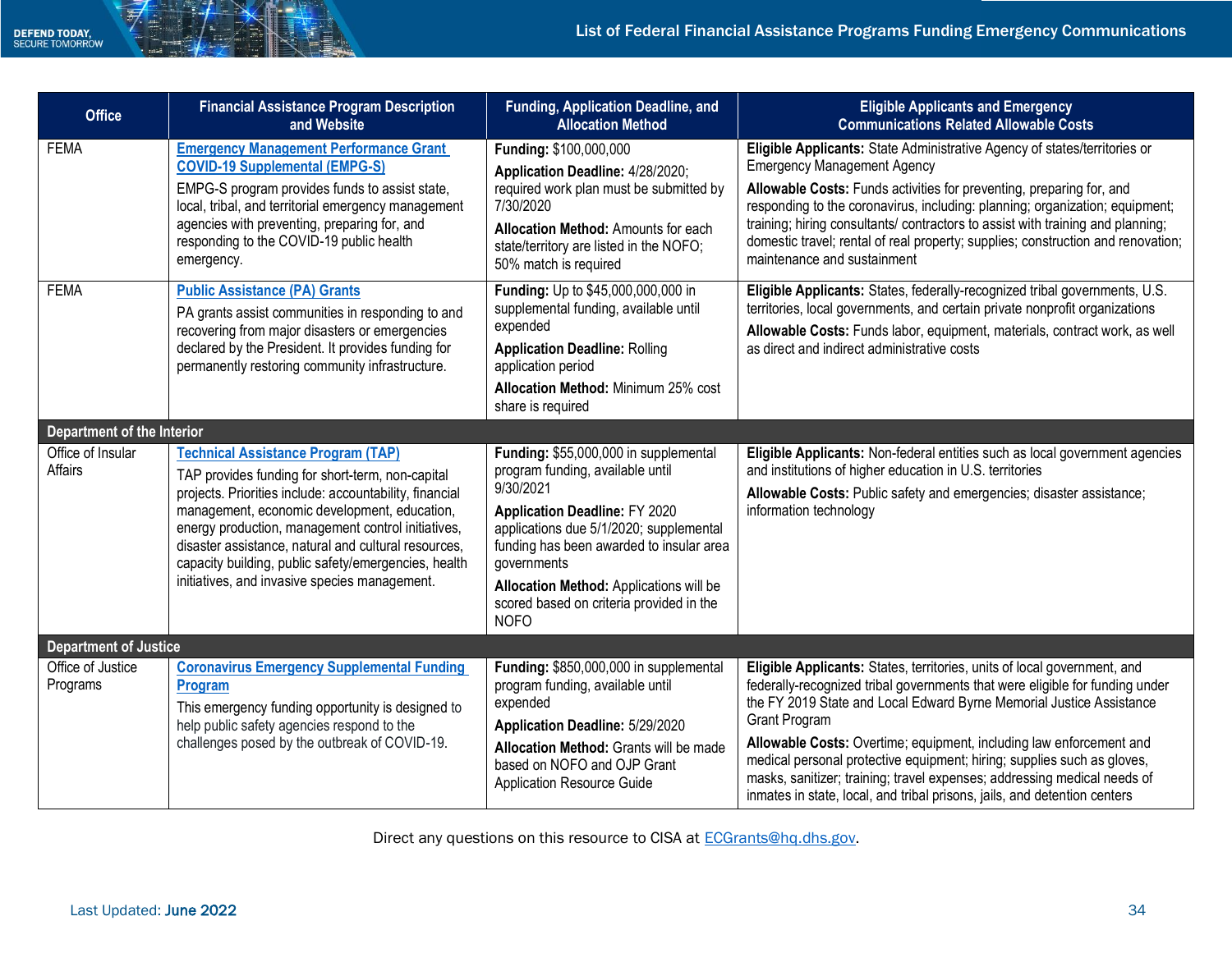| Office | Financial Assistance Program Description and Website | Funding, Application Deadline, and Allocation Method | Eligible Applicants and Emergency Communications Related Allowable Costs |
|---|---|---|---|
| FEMA | [Emergency Management Performance Grant COVID-19 Supplemental (EMPG-S)](#)<br>EMPG-S program provides funds to assist state, local, tribal, and territorial emergency management agencies with preventing, preparing for, and responding to the COVID-19 public health emergency. | **Funding:** $100,000,000<br>**Application Deadline:** 4/28/2020; required work plan must be submitted by 7/30/2020<br>**Allocation Method:** Amounts for each state/territory are listed in the NOFO; 50% match is required | **Eligible Applicants:** State Administrative Agency of states/territories or Emergency Management Agency<br>**Allowable Costs:** Funds activities for preventing, preparing for, and responding to the coronavirus, including: planning; organization; equipment; training; hiring consultants/ contractors to assist with training and planning; domestic travel; rental of real property; supplies; construction and renovation; maintenance and sustainment |
| FEMA | [Public Assistance (PA) Grants](#)<br>PA grants assist communities in responding to and recovering from major disasters or emergencies declared by the President. It provides funding for permanently restoring community infrastructure. | **Funding:** Up to $45,000,000,000 in supplemental funding, available until expended<br>**Application Deadline:** Rolling application period<br>**Allocation Method:** Minimum 25% cost share is required | **Eligible Applicants:** States, federally-recognized tribal governments, U.S. territories, local governments, and certain private nonprofit organizations<br>**Allowable Costs:** Funds labor, equipment, materials, contract work, as well as direct and indirect administrative costs |
| **Department of the Interior** | | | |
| Office of Insular Affairs | [Technical Assistance Program (TAP)](#)<br>TAP provides funding for short-term, non-capital projects. Priorities include: accountability, financial management, economic development, education, energy production, management control initiatives, disaster assistance, natural and cultural resources, capacity building, public safety/emergencies, health initiatives, and invasive species management. | **Funding:** $55,000,000 in supplemental program funding, available until 9/30/2021<br>**Application Deadline:** FY 2020 applications due 5/1/2020; supplemental funding has been awarded to insular area governments<br>**Allocation Method:** Applications will be scored based on criteria provided in the NOFO | **Eligible Applicants:** Non-federal entities such as local government agencies and institutions of higher education in U.S. territories<br>**Allowable Costs:** Public safety and emergencies; disaster assistance; information technology |
| **Department of Justice** | | | |
| Office of Justice Programs | [Coronavirus Emergency Supplemental Funding Program](#)<br>This emergency funding opportunity is designed to help public safety agencies respond to the challenges posed by the outbreak of COVID-19. | **Funding:** $850,000,000 in supplemental program funding, available until expended<br>**Application Deadline:** 5/29/2020<br>**Allocation Method:** Grants will be made based on NOFO and OJP Grant Application Resource Guide | **Eligible Applicants:** States, territories, units of local government, and federally-recognized tribal governments that were eligible for funding under the FY 2019 State and Local Edward Byrne Memorial Justice Assistance Grant Program<br>**Allowable Costs:** Overtime; equipment, including law enforcement and medical personal protective equipment; hiring; supplies such as gloves, masks, sanitizer; training; travel expenses; addressing medical needs of inmates in state, local, and tribal prisons, jails, and detention centers |

Direct any questions on this resource to CISA at [ECGrants@hq.dhs.gov](mailto:ECGrants@hq.dhs.gov).

Last Updated: **June 2022**